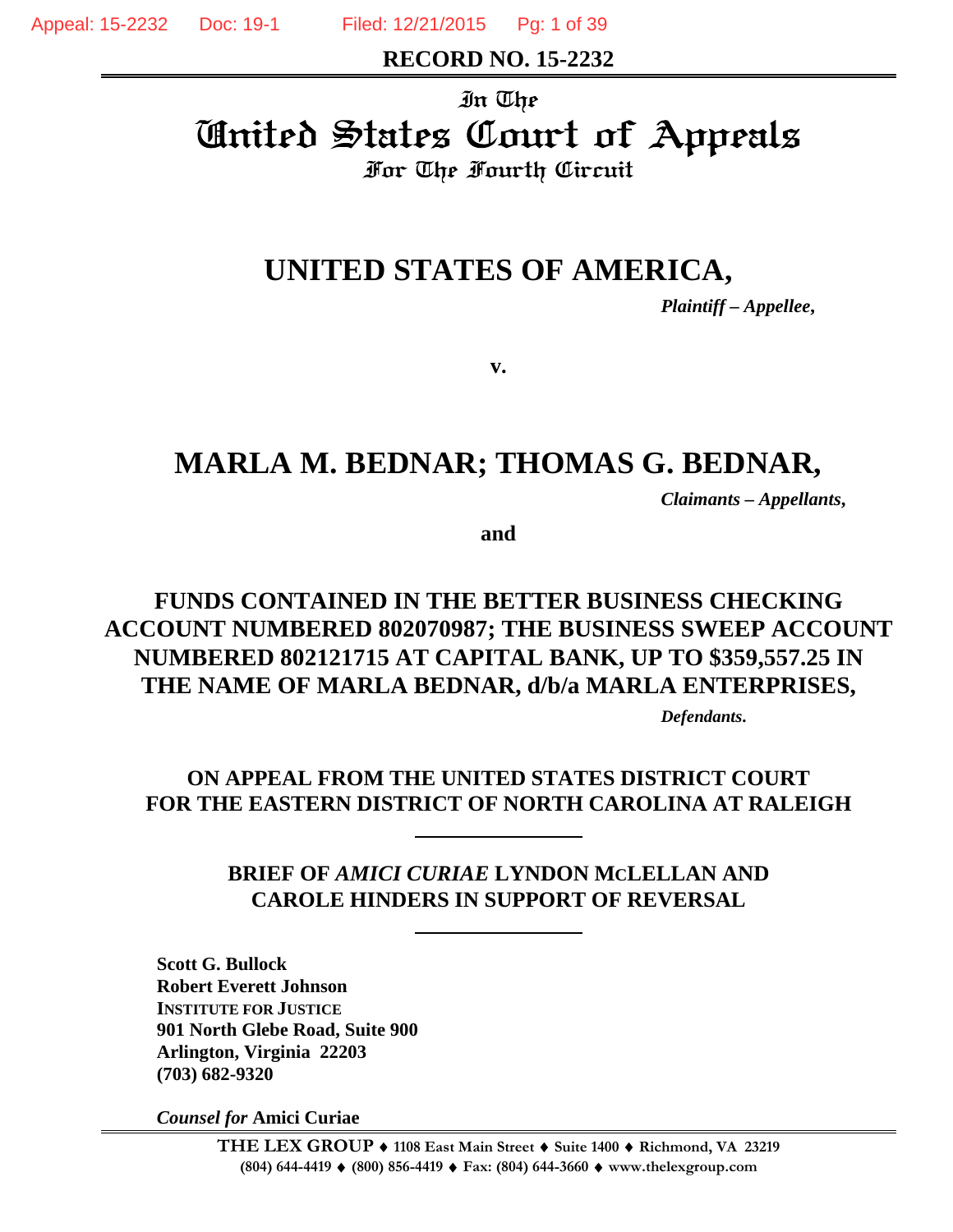**RECORD NO. 15-2232**

In The
# United States Court of Appeals
For The Fourth Circuit

## UNITED STATES OF AMERICA,

*Plaintiff – Appellee,*

**v.**

## MARLA M. BEDNAR; THOMAS G. BEDNAR,

*Claimants – Appellants,*

**and**

## FUNDS CONTAINED IN THE BETTER BUSINESS CHECKING ACCOUNT NUMBERED 802070987; THE BUSINESS SWEEP ACCOUNT NUMBERED 802121715 AT CAPITAL BANK, UP TO $359,557.25 IN THE NAME OF MARLA BEDNAR, d/b/a MARLA ENTERPRISES,

*Defendants.*

**ON APPEAL FROM THE UNITED STATES DISTRICT COURT FOR THE EASTERN DISTRICT OF NORTH CAROLINA AT RALEIGH**

---

**BRIEF OF *AMICI CURIAE* LYNDON MCLELLAN AND CAROLE HINDERS IN SUPPORT OF REVERSAL**

---

**Scott G. Bullock**
**Robert Everett Johnson**
**INSTITUTE FOR JUSTICE**
**901 North Glebe Road, Suite 900**
**Arlington, Virginia 22203**
**(703) 682-9320**

*Counsel for* **Amici Curiae**

**THE LEX GROUP** ♦ 1108 East Main Street ♦ Suite 1400 ♦ Richmond, VA 23219
(804) 644-4419 ♦ (800) 856-4419 ♦ Fax: (804) 644-3660 ♦ www.thelexgroup.com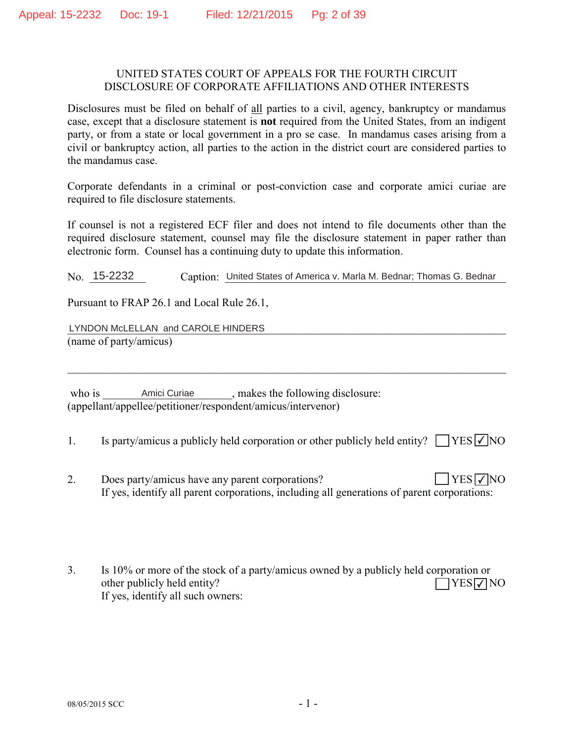UNITED STATES COURT OF APPEALS FOR THE FOURTH CIRCUIT
DISCLOSURE OF CORPORATE AFFILIATIONS AND OTHER INTERESTS

Disclosures must be filed on behalf of all parties to a civil, agency, bankruptcy or mandamus case, except that a disclosure statement is **not** required from the United States, from an indigent party, or from a state or local government in a pro se case. In mandamus cases arising from a civil or bankruptcy action, all parties to the action in the district court are considered parties to the mandamus case.

Corporate defendants in a criminal or post-conviction case and corporate amici curiae are required to file disclosure statements.

If counsel is not a registered ECF filer and does not intend to file documents other than the required disclosure statement, counsel may file the disclosure statement in paper rather than electronic form. Counsel has a continuing duty to update this information.

No. 15-2232 Caption: United States of America v. Marla M. Bednar; Thomas G. Bednar

Pursuant to FRAP 26.1 and Local Rule 26.1,

LYNDON McLELLAN and CAROLE HINDERS
(name of party/amicus)

who is Amici Curiae, makes the following disclosure:
(appellant/appellee/petitioner/respondent/amicus/intervenor)

1. Is party/amicus a publicly held corporation or other publicly held entity? ☐ YES ☑ NO

2. Does party/amicus have any parent corporations? ☐ YES ☑ NO
If yes, identify all parent corporations, including all generations of parent corporations:

3. Is 10% or more of the stock of a party/amicus owned by a publicly held corporation or other publicly held entity? ☐ YES ☑ NO
If yes, identify all such owners:

08/05/2015 SCC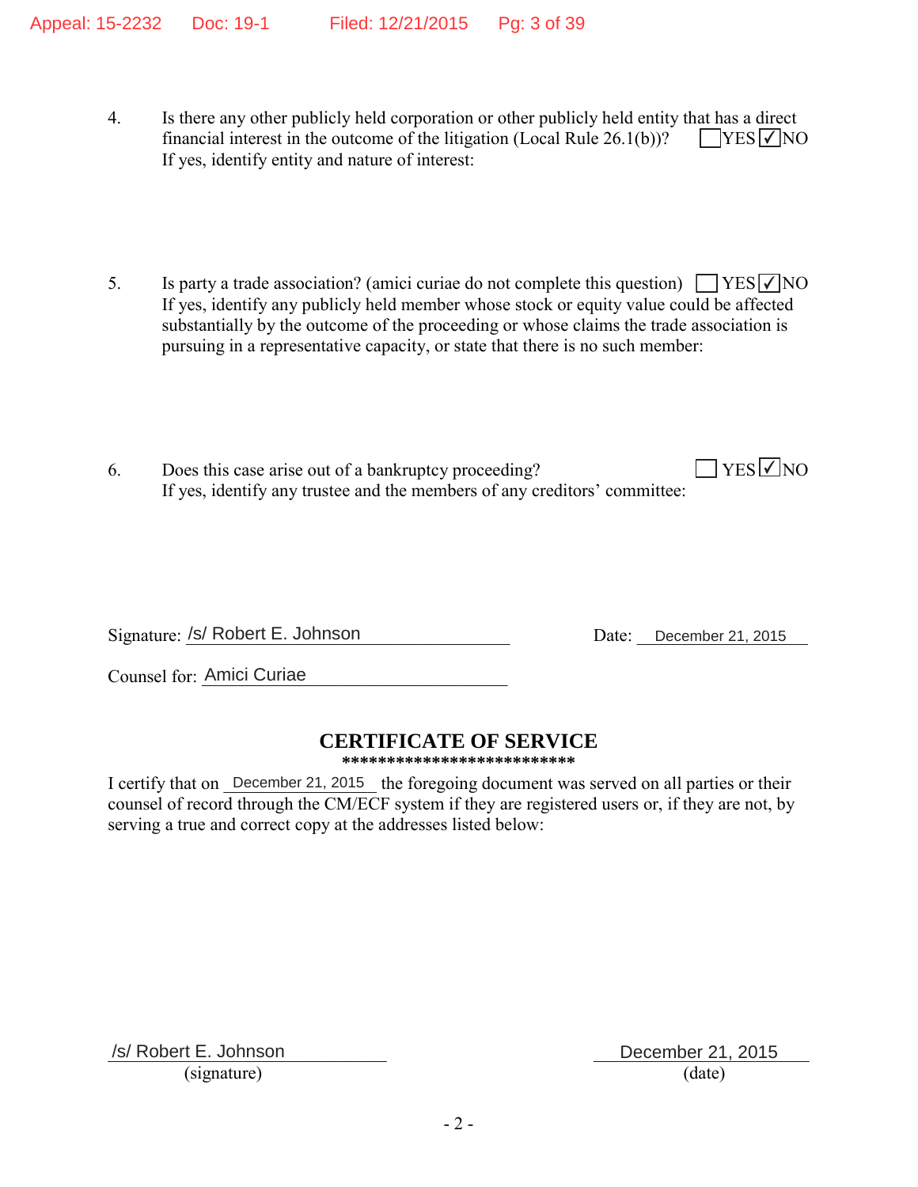4. Is there any other publicly held corporation or other publicly held entity that has a direct financial interest in the outcome of the litigation (Local Rule 26.1(b))? ☐ YES ☑ NO
   If yes, identify entity and nature of interest:

5. Is party a trade association? (amici curiae do not complete this question) ☐ YES ☑ NO
   If yes, identify any publicly held member whose stock or equity value could be affected substantially by the outcome of the proceeding or whose claims the trade association is pursuing in a representative capacity, or state that there is no such member:

6. Does this case arise out of a bankruptcy proceeding? ☐ YES ☑ NO
   If yes, identify any trustee and the members of any creditors' committee:

Signature: /s/ Robert E. Johnson Date: December 21, 2015

Counsel for: Amici Curiae

## CERTIFICATE OF SERVICE

**************************

I certify that on December 21, 2015 the foregoing document was served on all parties or their counsel of record through the CM/ECF system if they are registered users or, if they are not, by serving a true and correct copy at the addresses listed below:

/s/ Robert E. Johnson
(signature)

December 21, 2015
(date)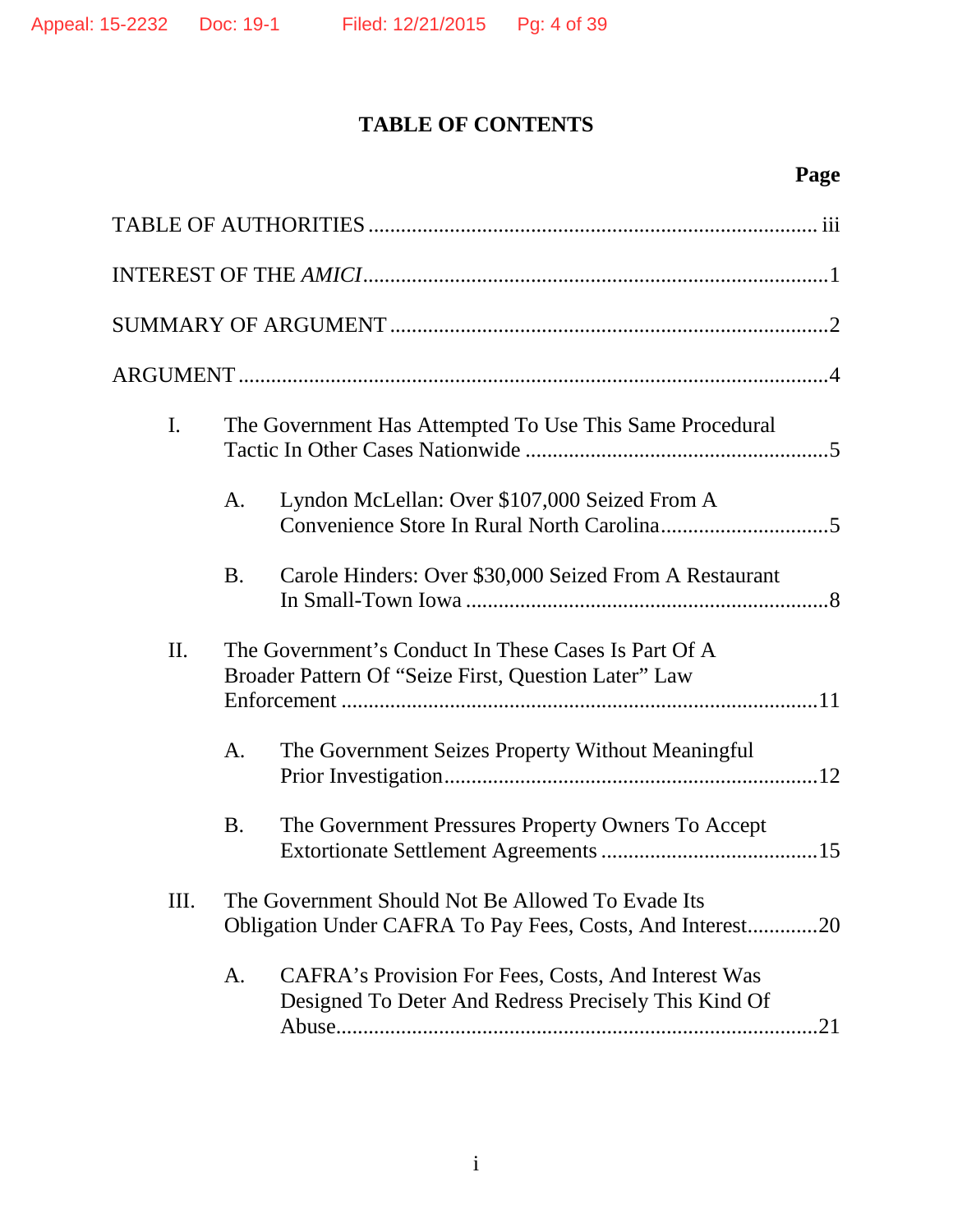# TABLE OF CONTENTS

| | Page |
|---|---|
| TABLE OF AUTHORITIES | iii |
| INTEREST OF THE *AMICI* | 1 |
| SUMMARY OF ARGUMENT | 2 |
| ARGUMENT | 4 |
| I. The Government Has Attempted To Use This Same Procedural Tactic In Other Cases Nationwide | 5 |
| A. Lyndon McLellan: Over $107,000 Seized From A Convenience Store In Rural North Carolina | 5 |
| B. Carole Hinders: Over $30,000 Seized From A Restaurant In Small-Town Iowa | 8 |
| II. The Government's Conduct In These Cases Is Part Of A Broader Pattern Of "Seize First, Question Later" Law Enforcement | 11 |
| A. The Government Seizes Property Without Meaningful Prior Investigation | 12 |
| B. The Government Pressures Property Owners To Accept Extortionate Settlement Agreements | 15 |
| III. The Government Should Not Be Allowed To Evade Its Obligation Under CAFRA To Pay Fees, Costs, And Interest | 20 |
| A. CAFRA's Provision For Fees, Costs, And Interest Was Designed To Deter And Redress Precisely This Kind Of Abuse | 21 |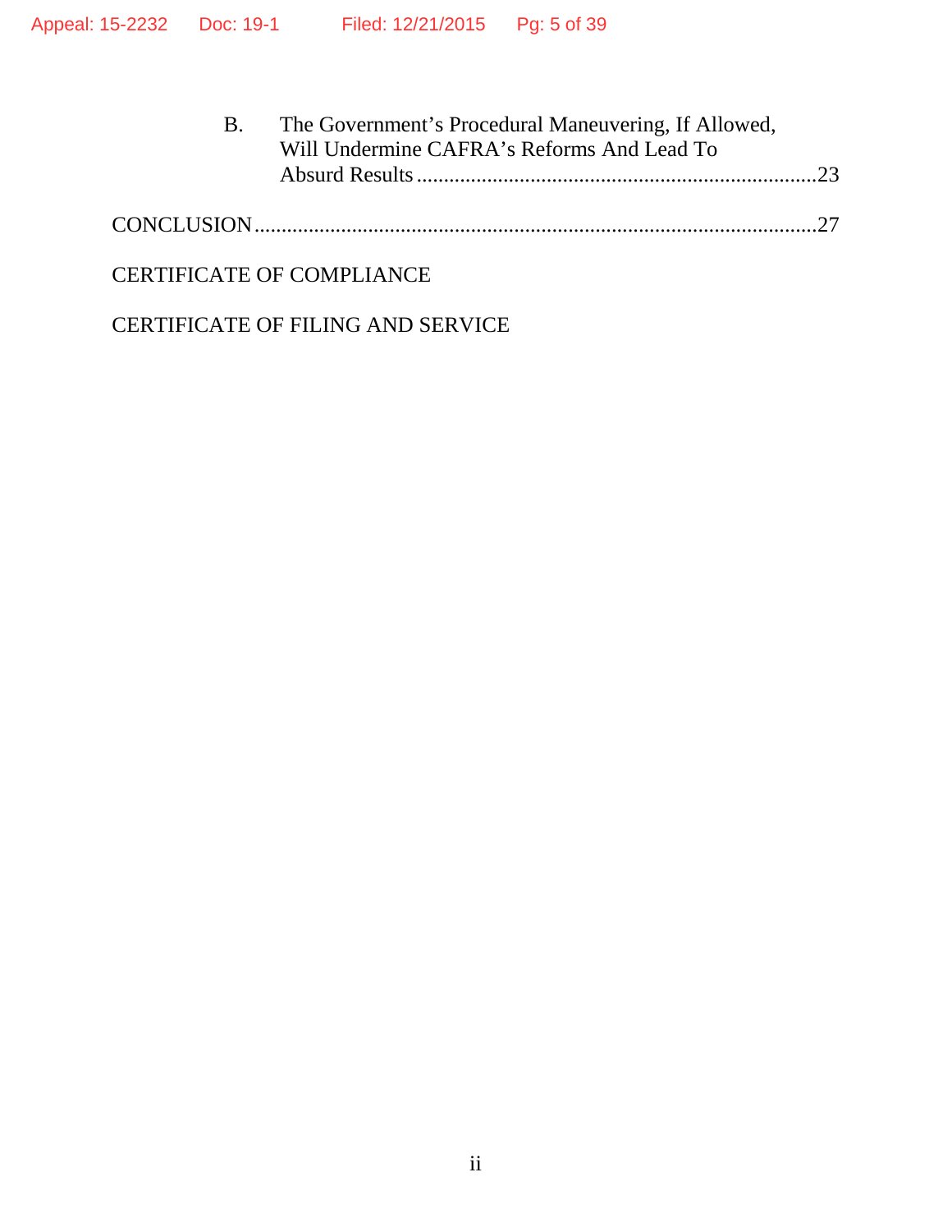B. The Government's Procedural Maneuvering, If Allowed, Will Undermine CAFRA's Reforms And Lead To Absurd Results ....................23

CONCLUSION ....................27

CERTIFICATE OF COMPLIANCE

CERTIFICATE OF FILING AND SERVICE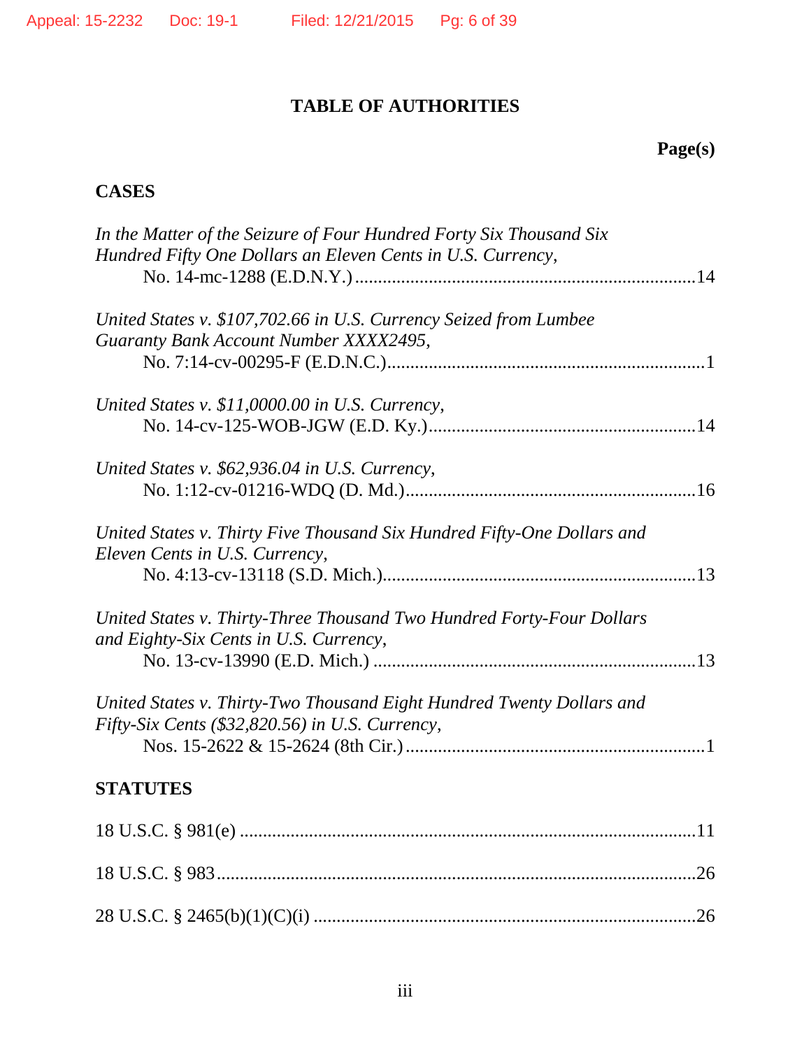# TABLE OF AUTHORITIES

**Page(s)**

## CASES

*In the Matter of the Seizure of Four Hundred Forty Six Thousand Six Hundred Fifty One Dollars an Eleven Cents in U.S. Currency*, No. 14-mc-1288 (E.D.N.Y.) ........ 14

*United States v. $107,702.66 in U.S. Currency Seized from Lumbee Guaranty Bank Account Number XXXX2495*, No. 7:14-cv-00295-F (E.D.N.C.) ........ 1

*United States v. $11,0000.00 in U.S. Currency*, No. 14-cv-125-WOB-JGW (E.D. Ky.) ........ 14

*United States v. $62,936.04 in U.S. Currency*, No. 1:12-cv-01216-WDQ (D. Md.) ........ 16

*United States v. Thirty Five Thousand Six Hundred Fifty-One Dollars and Eleven Cents in U.S. Currency*, No. 4:13-cv-13118 (S.D. Mich.) ........ 13

*United States v. Thirty-Three Thousand Two Hundred Forty-Four Dollars and Eighty-Six Cents in U.S. Currency*, No. 13-cv-13990 (E.D. Mich.) ........ 13

*United States v. Thirty-Two Thousand Eight Hundred Twenty Dollars and Fifty-Six Cents ($32,820.56) in U.S. Currency*, Nos. 15-2622 & 15-2624 (8th Cir.) ........ 1

## STATUTES

18 U.S.C. § 981(e) ........ 11

18 U.S.C. § 983 ........ 26

28 U.S.C. § 2465(b)(1)(C)(i) ........ 26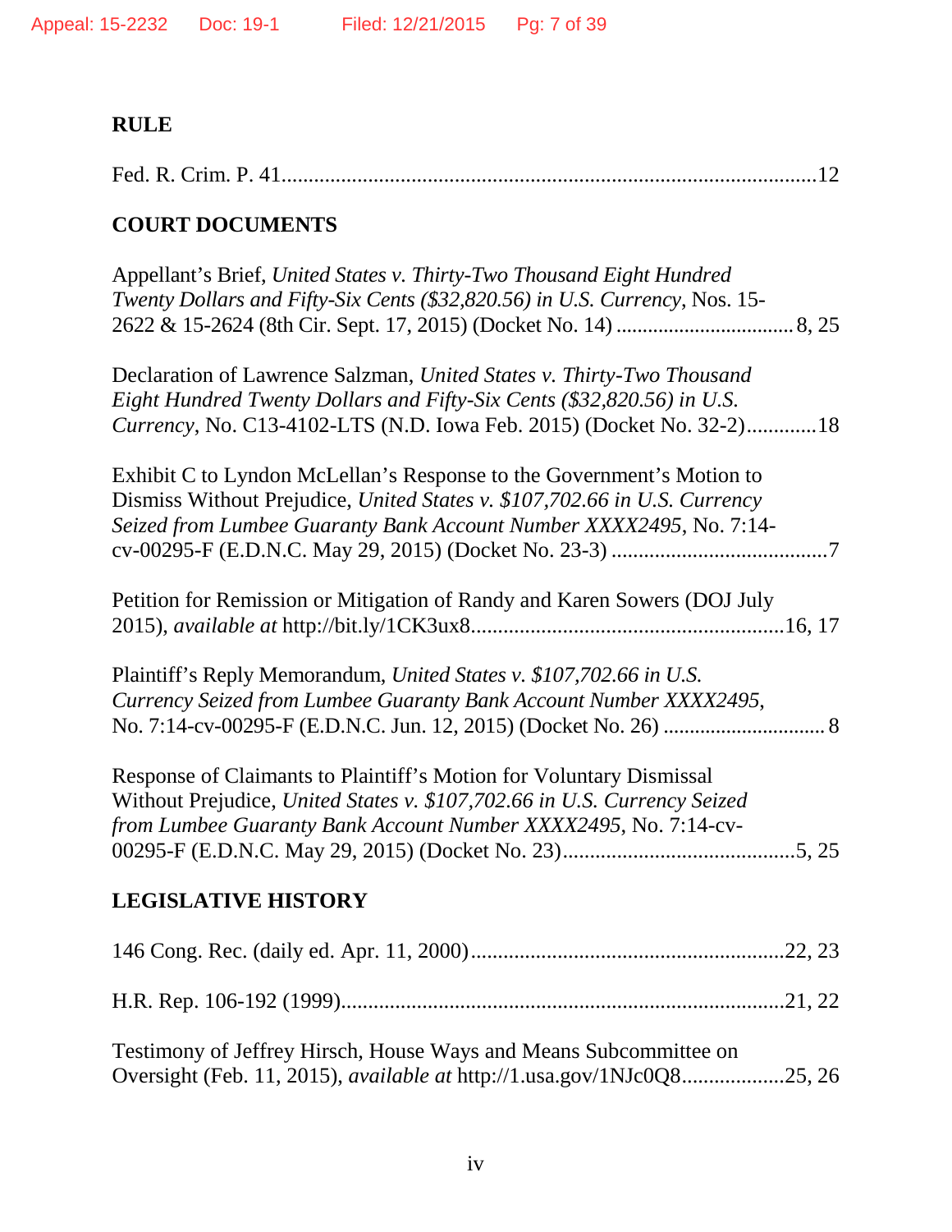## RULE

Fed. R. Crim. P. 41..................................................................................................12

## COURT DOCUMENTS

Appellant's Brief, *United States v. Thirty-Two Thousand Eight Hundred Twenty Dollars and Fifty-Six Cents ($32,820.56) in U.S. Currency*, Nos. 15-2622 & 15-2624 (8th Cir. Sept. 17, 2015) (Docket No. 14) .................................8, 25

Declaration of Lawrence Salzman, *United States v. Thirty-Two Thousand Eight Hundred Twenty Dollars and Fifty-Six Cents ($32,820.56) in U.S. Currency*, No. C13-4102-LTS (N.D. Iowa Feb. 2015) (Docket No. 32-2).............18

Exhibit C to Lyndon McLellan's Response to the Government's Motion to Dismiss Without Prejudice, *United States v. $107,702.66 in U.S. Currency Seized from Lumbee Guaranty Bank Account Number XXXX2495*, No. 7:14-cv-00295-F (E.D.N.C. May 29, 2015) (Docket No. 23-3) ........................................7

Petition for Remission or Mitigation of Randy and Karen Sowers (DOJ July 2015), *available at* http://bit.ly/1CK3ux8.........................................................16, 17

Plaintiff's Reply Memorandum, *United States v. $107,702.66 in U.S. Currency Seized from Lumbee Guaranty Bank Account Number XXXX2495*, No. 7:14-cv-00295-F (E.D.N.C. Jun. 12, 2015) (Docket No. 26) .............................. 8

Response of Claimants to Plaintiff's Motion for Voluntary Dismissal Without Prejudice, *United States v. $107,702.66 in U.S. Currency Seized from Lumbee Guaranty Bank Account Number XXXX2495*, No. 7:14-cv-00295-F (E.D.N.C. May 29, 2015) (Docket No. 23)...........................................5, 25

## LEGISLATIVE HISTORY

146 Cong. Rec. (daily ed. Apr. 11, 2000).........................................................22, 23

H.R. Rep. 106-192 (1999).................................................................................21, 22

Testimony of Jeffrey Hirsch, House Ways and Means Subcommittee on Oversight (Feb. 11, 2015), *available at* http://1.usa.gov/1NJc0Q8...................25, 26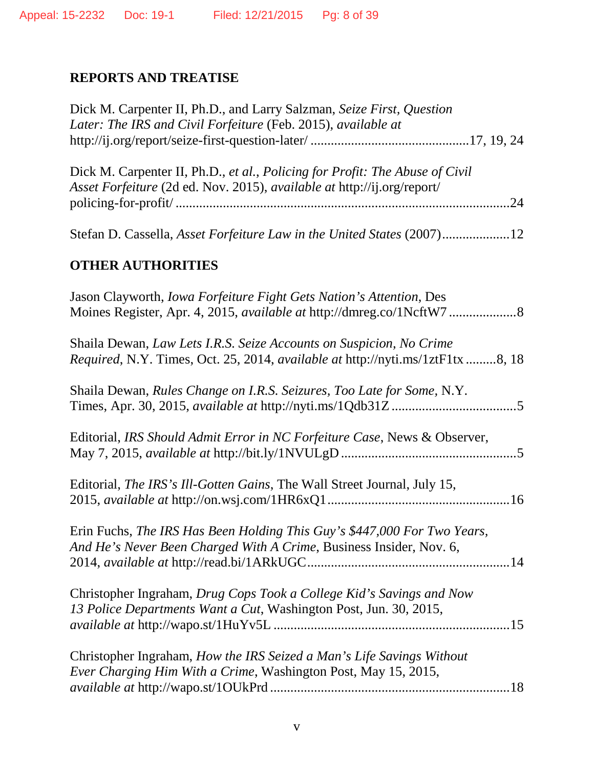## REPORTS AND TREATISE

Dick M. Carpenter II, Ph.D., and Larry Salzman, *Seize First, Question Later: The IRS and Civil Forfeiture* (Feb. 2015), *available at* http://ij.org/report/seize-first-question-later/ ..............................................17, 19, 24

Dick M. Carpenter II, Ph.D., *et al.*, *Policing for Profit: The Abuse of Civil Asset Forfeiture* (2d ed. Nov. 2015), *available at* http://ij.org/report/policing-for-profit/ .................................................................................................24

Stefan D. Cassella, *Asset Forfeiture Law in the United States* (2007)....................12

## OTHER AUTHORITIES

Jason Clayworth, *Iowa Forfeiture Fight Gets Nation's Attention*, Des Moines Register, Apr. 4, 2015, *available at* http://dmreg.co/1NcftW7 ....................8

Shaila Dewan, *Law Lets I.R.S. Seize Accounts on Suspicion, No Crime Required*, N.Y. Times, Oct. 25, 2014, *available at* http://nyti.ms/1ztF1tx .........8, 18

Shaila Dewan, *Rules Change on I.R.S. Seizures, Too Late for Some*, N.Y. Times, Apr. 30, 2015, *available at* http://nyti.ms/1Qdb31Z .....................................5

Editorial, *IRS Should Admit Error in NC Forfeiture Case*, News & Observer, May 7, 2015, *available at* http://bit.ly/1NVULgD ....................................................5

Editorial, *The IRS's Ill-Gotten Gains*, The Wall Street Journal, July 15, 2015, *available at* http://on.wsj.com/1HR6xQ1......................................................16

Erin Fuchs, *The IRS Has Been Holding This Guy's $447,000 For Two Years, And He's Never Been Charged With A Crime*, Business Insider, Nov. 6, 2014, *available at* http://read.bi/1ARkUGC............................................................14

Christopher Ingraham, *Drug Cops Took a College Kid's Savings and Now 13 Police Departments Want a Cut*, Washington Post, Jun. 30, 2015, *available at* http://wapo.st/1HuYv5L .....................................................................15

Christopher Ingraham, *How the IRS Seized a Man's Life Savings Without Ever Charging Him With a Crime*, Washington Post, May 15, 2015, *available at* http://wapo.st/1OUkPrd .......................................................................18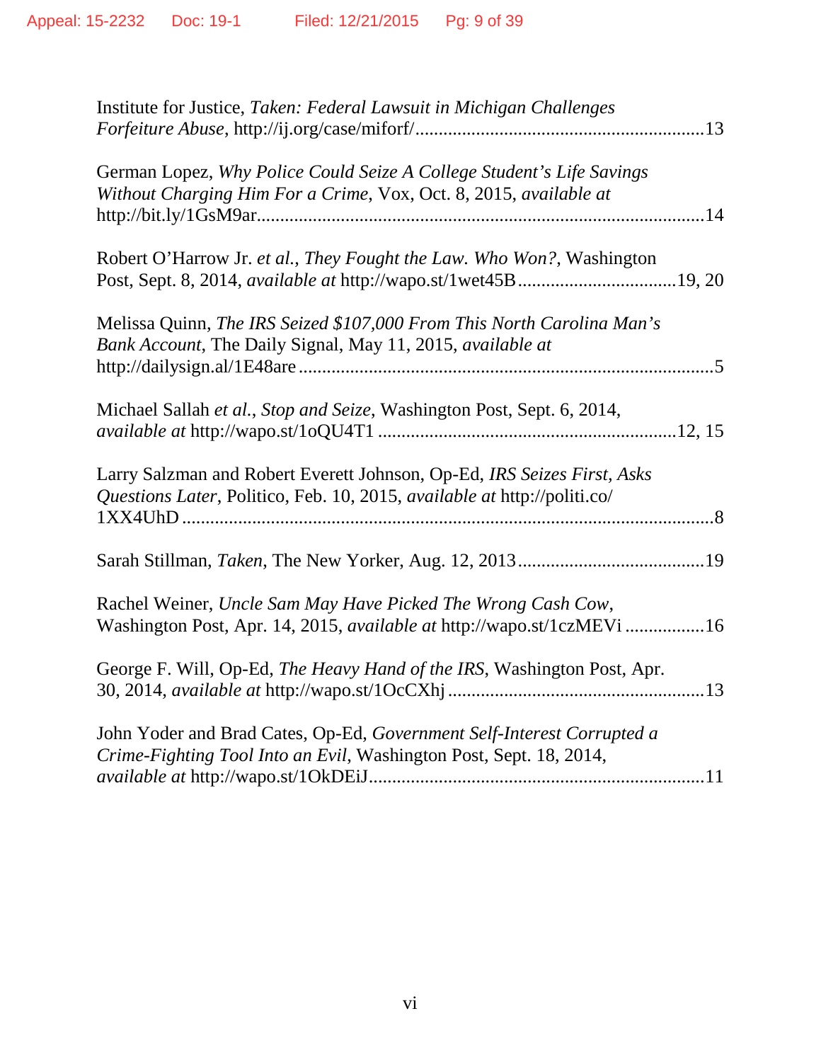Institute for Justice, *Taken: Federal Lawsuit in Michigan Challenges Forfeiture Abuse*, http://ij.org/case/miforf/ .............................................................. 13

German Lopez, *Why Police Could Seize A College Student's Life Savings Without Charging Him For a Crime*, Vox, Oct. 8, 2015, *available at* http://bit.ly/1GsM9ar ................................................................................................ 14

Robert O'Harrow Jr. *et al.*, *They Fought the Law. Who Won?*, Washington Post, Sept. 8, 2014, *available at* http://wapo.st/1wet45B ................................. 19, 20

Melissa Quinn, *The IRS Seized $107,000 From This North Carolina Man's Bank Account*, The Daily Signal, May 11, 2015, *available at* http://dailysign.al/1E48are .......................................................................................... 5

Michael Sallah *et al.*, *Stop and Seize*, Washington Post, Sept. 6, 2014, *available at* http://wapo.st/1oQU4T1 ............................................................. 12, 15

Larry Salzman and Robert Everett Johnson, Op-Ed, *IRS Seizes First, Asks Questions Later*, Politico, Feb. 10, 2015, *available at* http://politi.co/1XX4UhD ................................................................................................................ 8

Sarah Stillman, *Taken*, The New Yorker, Aug. 12, 2013 ........................................ 19

Rachel Weiner, *Uncle Sam May Have Picked The Wrong Cash Cow*, Washington Post, Apr. 14, 2015, *available at* http://wapo.st/1czMEVi ................. 16

George F. Will, Op-Ed, *The Heavy Hand of the IRS*, Washington Post, Apr. 30, 2014, *available at* http://wapo.st/1OcCXhj ....................................................... 13

John Yoder and Brad Cates, Op-Ed, *Government Self-Interest Corrupted a Crime-Fighting Tool Into an Evil*, Washington Post, Sept. 18, 2014, *available at* http://wapo.st/1OkDEiJ ....................................................................... 11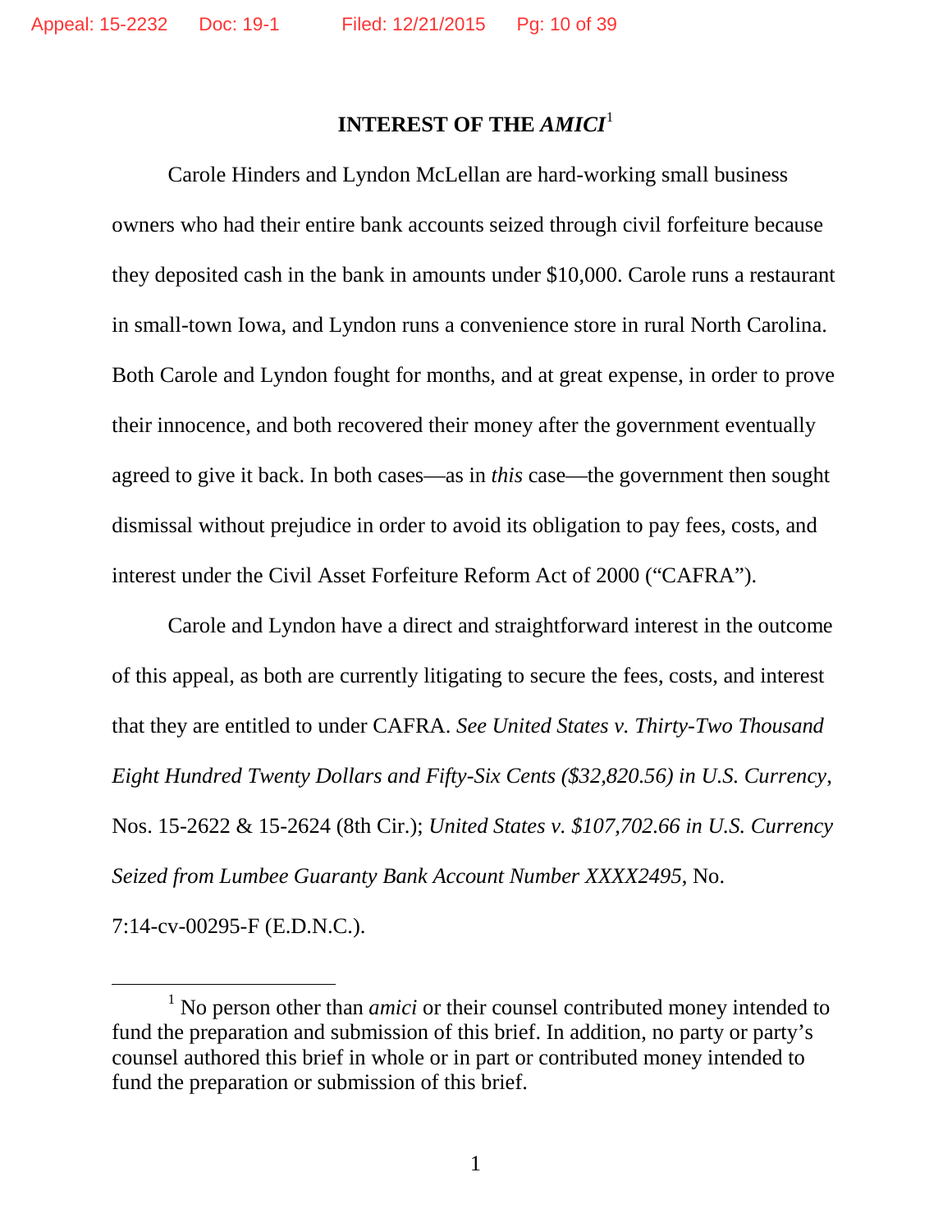## INTEREST OF THE *AMICI*[1]

Carole Hinders and Lyndon McLellan are hard-working small business owners who had their entire bank accounts seized through civil forfeiture because they deposited cash in the bank in amounts under $10,000. Carole runs a restaurant in small-town Iowa, and Lyndon runs a convenience store in rural North Carolina. Both Carole and Lyndon fought for months, and at great expense, in order to prove their innocence, and both recovered their money after the government eventually agreed to give it back. In both cases—as in *this* case—the government then sought dismissal without prejudice in order to avoid its obligation to pay fees, costs, and interest under the Civil Asset Forfeiture Reform Act of 2000 ("CAFRA").

Carole and Lyndon have a direct and straightforward interest in the outcome of this appeal, as both are currently litigating to secure the fees, costs, and interest that they are entitled to under CAFRA. *See United States v. Thirty-Two Thousand Eight Hundred Twenty Dollars and Fifty-Six Cents ($32,820.56) in U.S. Currency*, Nos. 15-2622 & 15-2624 (8th Cir.); *United States v. $107,702.66 in U.S. Currency Seized from Lumbee Guaranty Bank Account Number XXXX2495*, No. 7:14-cv-00295-F (E.D.N.C.).

---

[1] No person other than *amici* or their counsel contributed money intended to fund the preparation and submission of this brief. In addition, no party or party's counsel authored this brief in whole or in part or contributed money intended to fund the preparation or submission of this brief.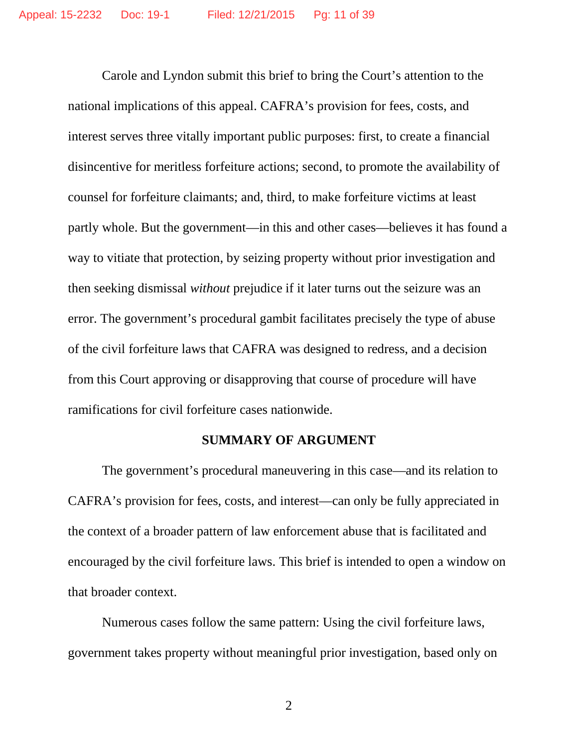Carole and Lyndon submit this brief to bring the Court's attention to the national implications of this appeal. CAFRA's provision for fees, costs, and interest serves three vitally important public purposes: first, to create a financial disincentive for meritless forfeiture actions; second, to promote the availability of counsel for forfeiture claimants; and, third, to make forfeiture victims at least partly whole. But the government—in this and other cases—believes it has found a way to vitiate that protection, by seizing property without prior investigation and then seeking dismissal *without* prejudice if it later turns out the seizure was an error. The government's procedural gambit facilitates precisely the type of abuse of the civil forfeiture laws that CAFRA was designed to redress, and a decision from this Court approving or disapproving that course of procedure will have ramifications for civil forfeiture cases nationwide.

## SUMMARY OF ARGUMENT

The government's procedural maneuvering in this case—and its relation to CAFRA's provision for fees, costs, and interest—can only be fully appreciated in the context of a broader pattern of law enforcement abuse that is facilitated and encouraged by the civil forfeiture laws. This brief is intended to open a window on that broader context.

Numerous cases follow the same pattern: Using the civil forfeiture laws, government takes property without meaningful prior investigation, based only on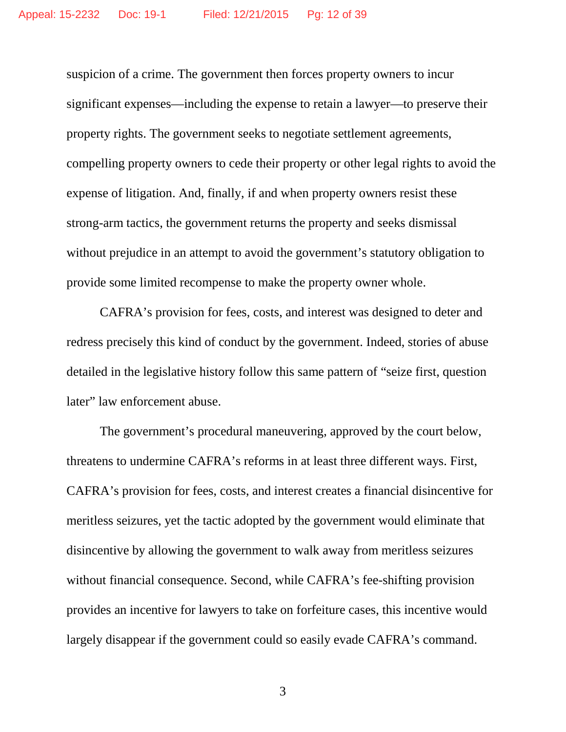suspicion of a crime. The government then forces property owners to incur significant expenses—including the expense to retain a lawyer—to preserve their property rights. The government seeks to negotiate settlement agreements, compelling property owners to cede their property or other legal rights to avoid the expense of litigation. And, finally, if and when property owners resist these strong-arm tactics, the government returns the property and seeks dismissal without prejudice in an attempt to avoid the government's statutory obligation to provide some limited recompense to make the property owner whole.

CAFRA's provision for fees, costs, and interest was designed to deter and redress precisely this kind of conduct by the government. Indeed, stories of abuse detailed in the legislative history follow this same pattern of "seize first, question later" law enforcement abuse.

The government's procedural maneuvering, approved by the court below, threatens to undermine CAFRA's reforms in at least three different ways. First, CAFRA's provision for fees, costs, and interest creates a financial disincentive for meritless seizures, yet the tactic adopted by the government would eliminate that disincentive by allowing the government to walk away from meritless seizures without financial consequence. Second, while CAFRA's fee-shifting provision provides an incentive for lawyers to take on forfeiture cases, this incentive would largely disappear if the government could so easily evade CAFRA's command.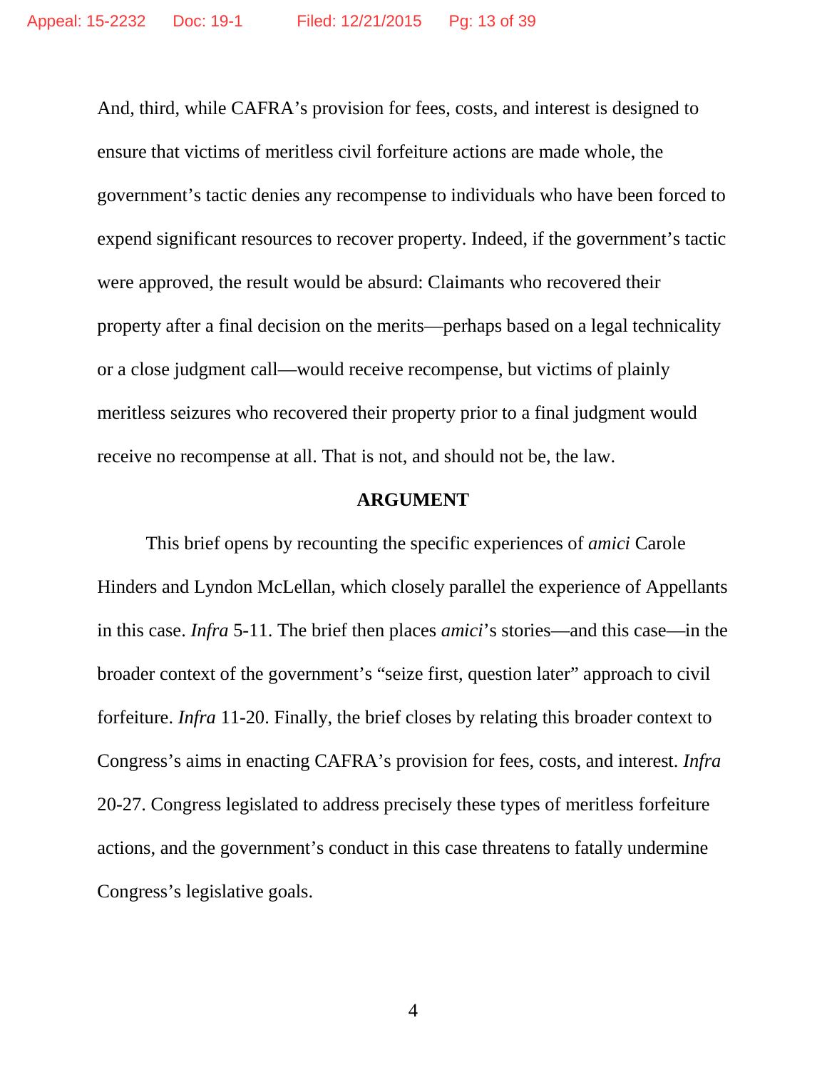And, third, while CAFRA's provision for fees, costs, and interest is designed to ensure that victims of meritless civil forfeiture actions are made whole, the government's tactic denies any recompense to individuals who have been forced to expend significant resources to recover property. Indeed, if the government's tactic were approved, the result would be absurd: Claimants who recovered their property after a final decision on the merits—perhaps based on a legal technicality or a close judgment call—would receive recompense, but victims of plainly meritless seizures who recovered their property prior to a final judgment would receive no recompense at all. That is not, and should not be, the law.

## ARGUMENT

This brief opens by recounting the specific experiences of *amici* Carole Hinders and Lyndon McLellan, which closely parallel the experience of Appellants in this case. *Infra* 5-11. The brief then places *amici*'s stories—and this case—in the broader context of the government's "seize first, question later" approach to civil forfeiture. *Infra* 11-20. Finally, the brief closes by relating this broader context to Congress's aims in enacting CAFRA's provision for fees, costs, and interest. *Infra* 20-27. Congress legislated to address precisely these types of meritless forfeiture actions, and the government's conduct in this case threatens to fatally undermine Congress's legislative goals.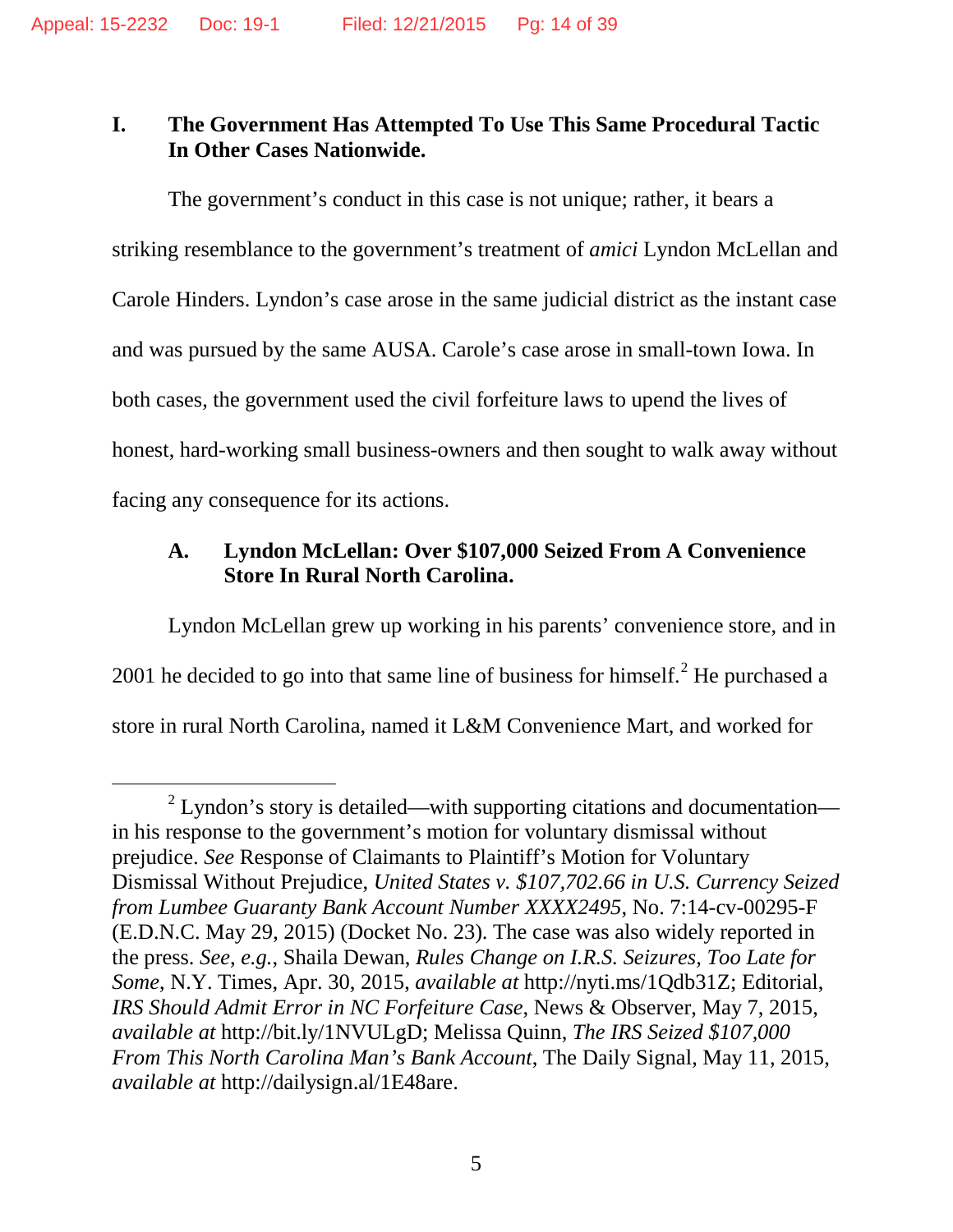## I. The Government Has Attempted To Use This Same Procedural Tactic In Other Cases Nationwide.

The government's conduct in this case is not unique; rather, it bears a striking resemblance to the government's treatment of *amici* Lyndon McLellan and Carole Hinders. Lyndon's case arose in the same judicial district as the instant case and was pursued by the same AUSA. Carole's case arose in small-town Iowa. In both cases, the government used the civil forfeiture laws to upend the lives of honest, hard-working small business-owners and then sought to walk away without facing any consequence for its actions.

### A. Lyndon McLellan: Over $107,000 Seized From A Convenience Store In Rural North Carolina.

Lyndon McLellan grew up working in his parents' convenience store, and in 2001 he decided to go into that same line of business for himself.[2] He purchased a store in rural North Carolina, named it L&M Convenience Mart, and worked for

---

[2] Lyndon's story is detailed—with supporting citations and documentation—in his response to the government's motion for voluntary dismissal without prejudice. *See* Response of Claimants to Plaintiff's Motion for Voluntary Dismissal Without Prejudice, *United States v. $107,702.66 in U.S. Currency Seized from Lumbee Guaranty Bank Account Number XXXX2495*, No. 7:14-cv-00295-F (E.D.N.C. May 29, 2015) (Docket No. 23). The case was also widely reported in the press. *See*, *e.g.*, Shaila Dewan, *Rules Change on I.R.S. Seizures, Too Late for Some*, N.Y. Times, Apr. 30, 2015, *available at* http://nyti.ms/1Qdb31Z; Editorial, *IRS Should Admit Error in NC Forfeiture Case*, News & Observer, May 7, 2015, *available at* http://bit.ly/1NVULgD; Melissa Quinn, *The IRS Seized $107,000 From This North Carolina Man's Bank Account*, The Daily Signal, May 11, 2015, *available at* http://dailysign.al/1E48are.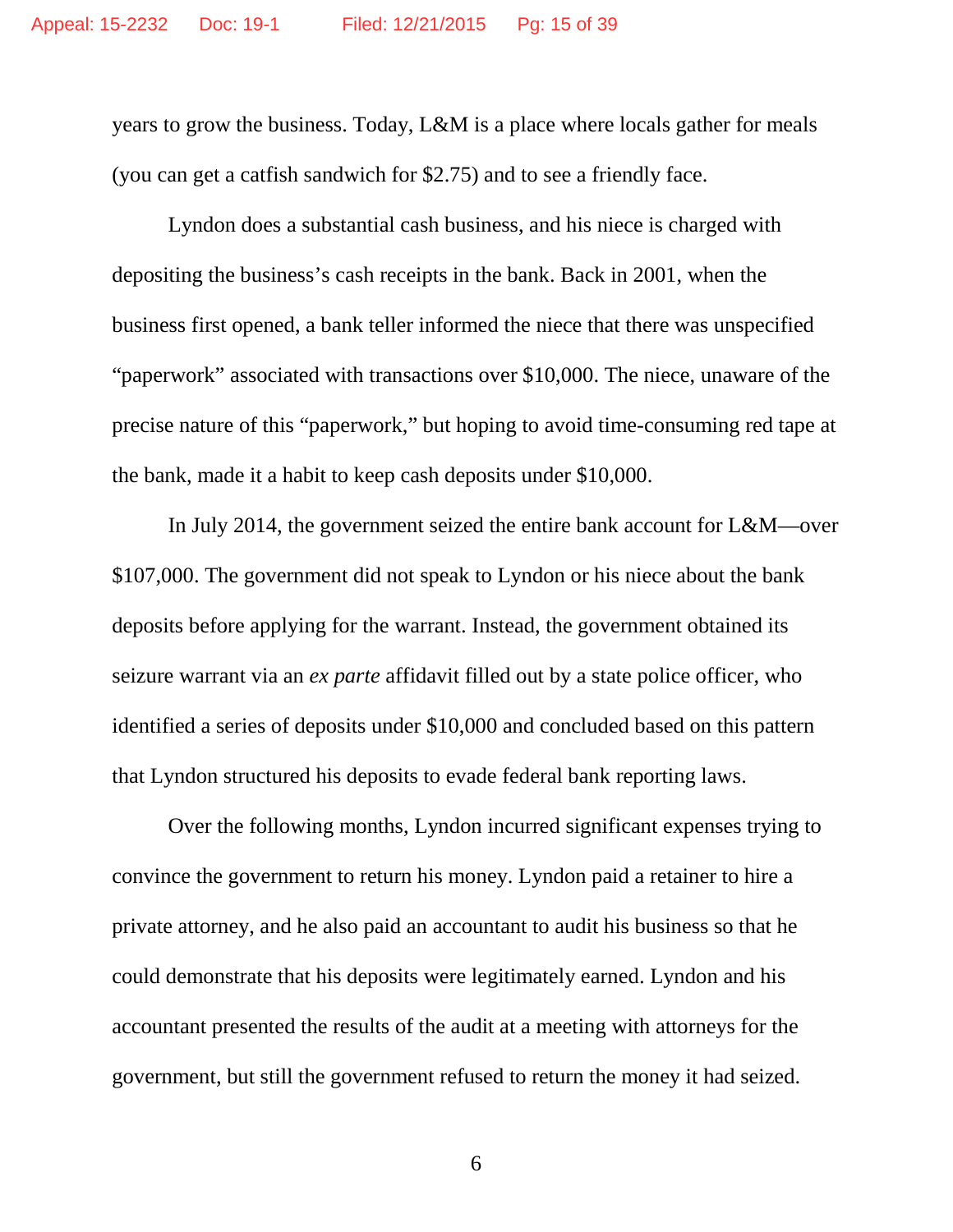years to grow the business. Today, L&M is a place where locals gather for meals (you can get a catfish sandwich for $2.75) and to see a friendly face.

Lyndon does a substantial cash business, and his niece is charged with depositing the business's cash receipts in the bank. Back in 2001, when the business first opened, a bank teller informed the niece that there was unspecified "paperwork" associated with transactions over $10,000. The niece, unaware of the precise nature of this "paperwork," but hoping to avoid time-consuming red tape at the bank, made it a habit to keep cash deposits under $10,000.

In July 2014, the government seized the entire bank account for L&M—over $107,000. The government did not speak to Lyndon or his niece about the bank deposits before applying for the warrant. Instead, the government obtained its seizure warrant via an *ex parte* affidavit filled out by a state police officer, who identified a series of deposits under $10,000 and concluded based on this pattern that Lyndon structured his deposits to evade federal bank reporting laws.

Over the following months, Lyndon incurred significant expenses trying to convince the government to return his money. Lyndon paid a retainer to hire a private attorney, and he also paid an accountant to audit his business so that he could demonstrate that his deposits were legitimately earned. Lyndon and his accountant presented the results of the audit at a meeting with attorneys for the government, but still the government refused to return the money it had seized.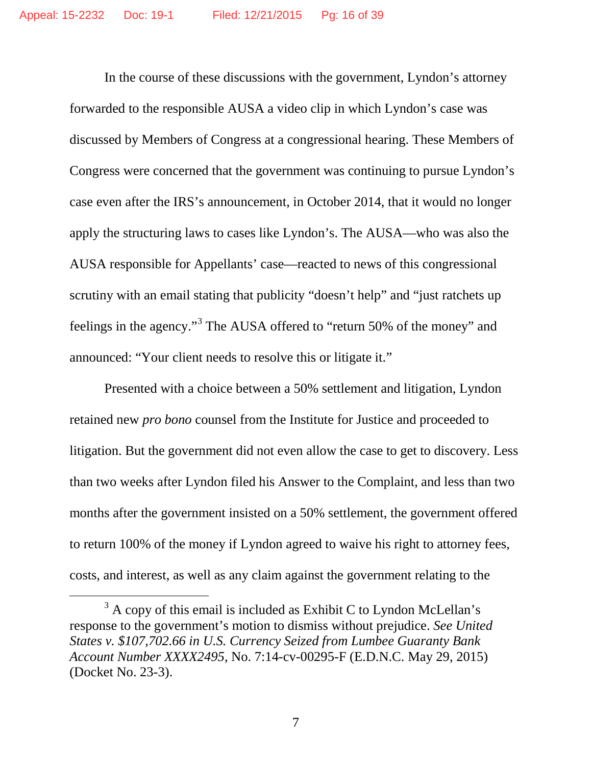In the course of these discussions with the government, Lyndon's attorney forwarded to the responsible AUSA a video clip in which Lyndon's case was discussed by Members of Congress at a congressional hearing. These Members of Congress were concerned that the government was continuing to pursue Lyndon's case even after the IRS's announcement, in October 2014, that it would no longer apply the structuring laws to cases like Lyndon's. The AUSA—who was also the AUSA responsible for Appellants' case—reacted to news of this congressional scrutiny with an email stating that publicity "doesn't help" and "just ratchets up feelings in the agency."[3] The AUSA offered to "return 50% of the money" and announced: "Your client needs to resolve this or litigate it."

Presented with a choice between a 50% settlement and litigation, Lyndon retained new *pro bono* counsel from the Institute for Justice and proceeded to litigation. But the government did not even allow the case to get to discovery. Less than two weeks after Lyndon filed his Answer to the Complaint, and less than two months after the government insisted on a 50% settlement, the government offered to return 100% of the money if Lyndon agreed to waive his right to attorney fees, costs, and interest, as well as any claim against the government relating to the

[3] A copy of this email is included as Exhibit C to Lyndon McLellan's response to the government's motion to dismiss without prejudice. *See United States v. $107,702.66 in U.S. Currency Seized from Lumbee Guaranty Bank Account Number XXXX2495*, No. 7:14-cv-00295-F (E.D.N.C. May 29, 2015) (Docket No. 23-3).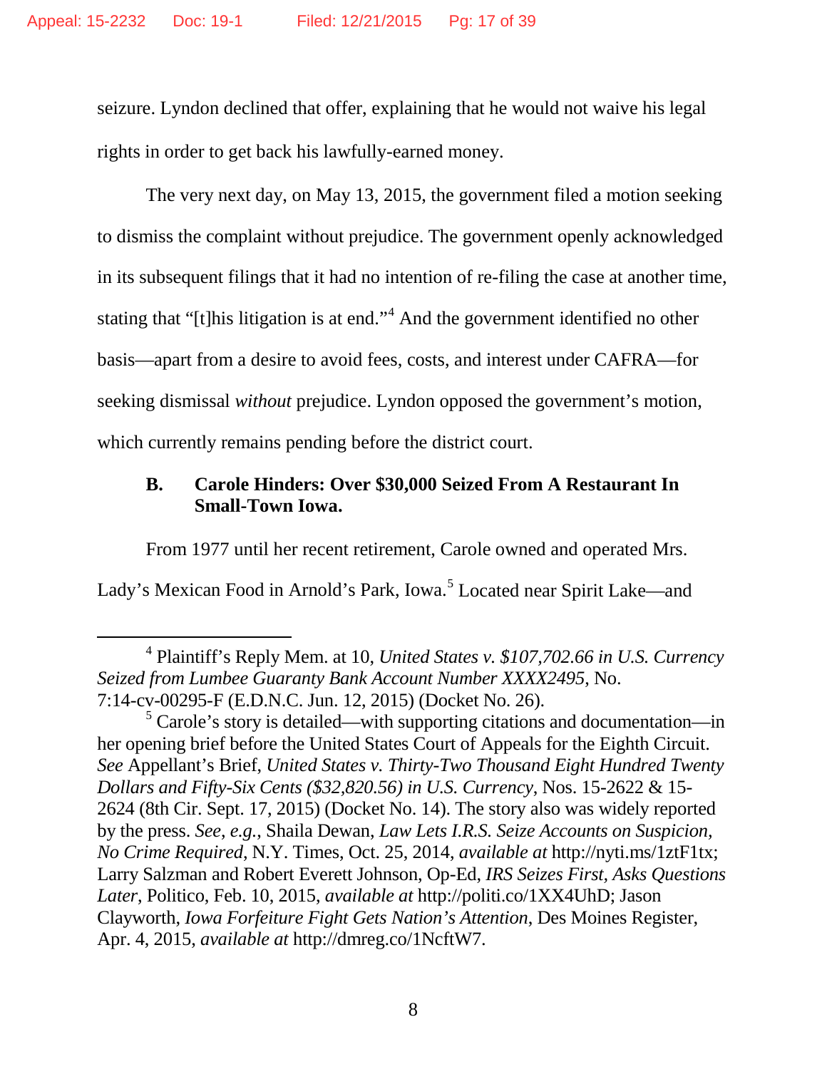seizure. Lyndon declined that offer, explaining that he would not waive his legal rights in order to get back his lawfully-earned money.

The very next day, on May 13, 2015, the government filed a motion seeking to dismiss the complaint without prejudice. The government openly acknowledged in its subsequent filings that it had no intention of re-filing the case at another time, stating that "[t]his litigation is at end."[4] And the government identified no other basis—apart from a desire to avoid fees, costs, and interest under CAFRA—for seeking dismissal *without* prejudice. Lyndon opposed the government's motion, which currently remains pending before the district court.

### B. Carole Hinders: Over $30,000 Seized From A Restaurant In Small-Town Iowa.

From 1977 until her recent retirement, Carole owned and operated Mrs. Lady's Mexican Food in Arnold's Park, Iowa.[5] Located near Spirit Lake—and

---

[4] Plaintiff's Reply Mem. at 10, *United States v. $107,702.66 in U.S. Currency Seized from Lumbee Guaranty Bank Account Number XXXX2495*, No. 7:14-cv-00295-F (E.D.N.C. Jun. 12, 2015) (Docket No. 26).

[5] Carole's story is detailed—with supporting citations and documentation—in her opening brief before the United States Court of Appeals for the Eighth Circuit. *See* Appellant's Brief, *United States v. Thirty-Two Thousand Eight Hundred Twenty Dollars and Fifty-Six Cents ($32,820.56) in U.S. Currency*, Nos. 15-2622 & 15-2624 (8th Cir. Sept. 17, 2015) (Docket No. 14). The story also was widely reported by the press. *See*, *e.g.*, Shaila Dewan, *Law Lets I.R.S. Seize Accounts on Suspicion, No Crime Required*, N.Y. Times, Oct. 25, 2014, *available at* http://nyti.ms/1ztF1tx; Larry Salzman and Robert Everett Johnson, Op-Ed, *IRS Seizes First, Asks Questions Later*, Politico, Feb. 10, 2015, *available at* http://politi.co/1XX4UhD; Jason Clayworth, *Iowa Forfeiture Fight Gets Nation's Attention*, Des Moines Register, Apr. 4, 2015, *available at* http://dmreg.co/1NcftW7.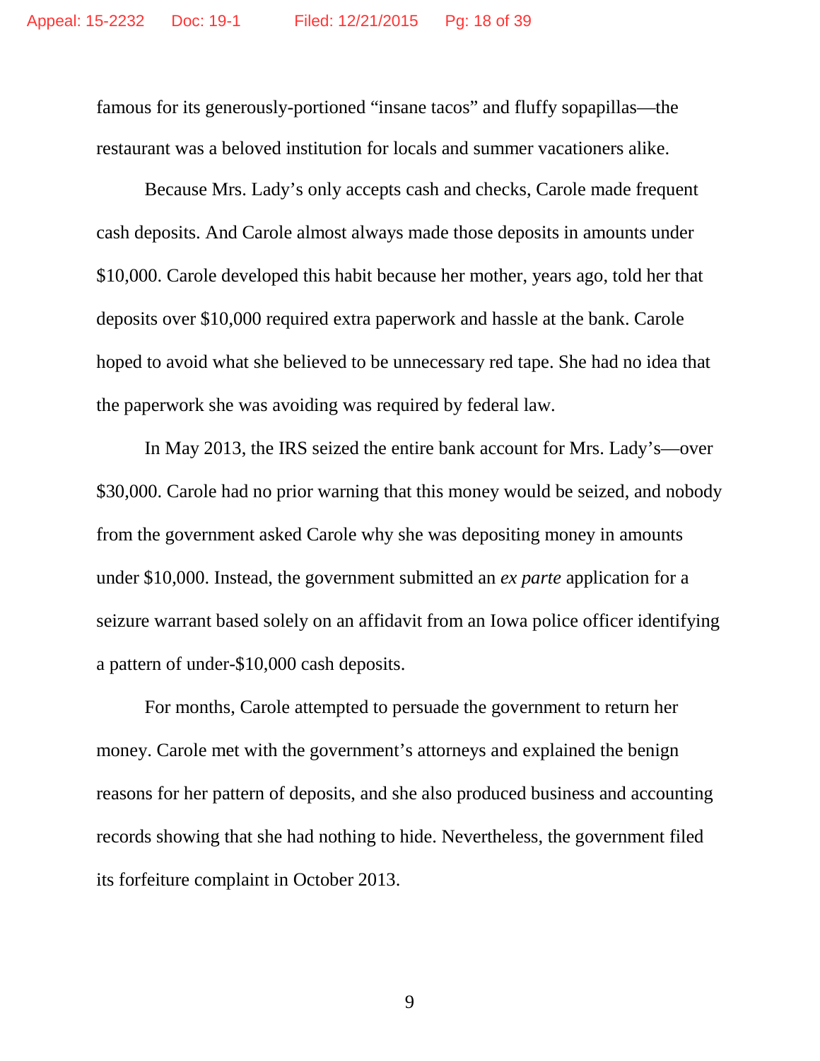famous for its generously-portioned "insane tacos" and fluffy sopapillas—the restaurant was a beloved institution for locals and summer vacationers alike.

Because Mrs. Lady's only accepts cash and checks, Carole made frequent cash deposits. And Carole almost always made those deposits in amounts under $10,000. Carole developed this habit because her mother, years ago, told her that deposits over $10,000 required extra paperwork and hassle at the bank. Carole hoped to avoid what she believed to be unnecessary red tape. She had no idea that the paperwork she was avoiding was required by federal law.

In May 2013, the IRS seized the entire bank account for Mrs. Lady's—over $30,000. Carole had no prior warning that this money would be seized, and nobody from the government asked Carole why she was depositing money in amounts under $10,000. Instead, the government submitted an *ex parte* application for a seizure warrant based solely on an affidavit from an Iowa police officer identifying a pattern of under-$10,000 cash deposits.

For months, Carole attempted to persuade the government to return her money. Carole met with the government's attorneys and explained the benign reasons for her pattern of deposits, and she also produced business and accounting records showing that she had nothing to hide. Nevertheless, the government filed its forfeiture complaint in October 2013.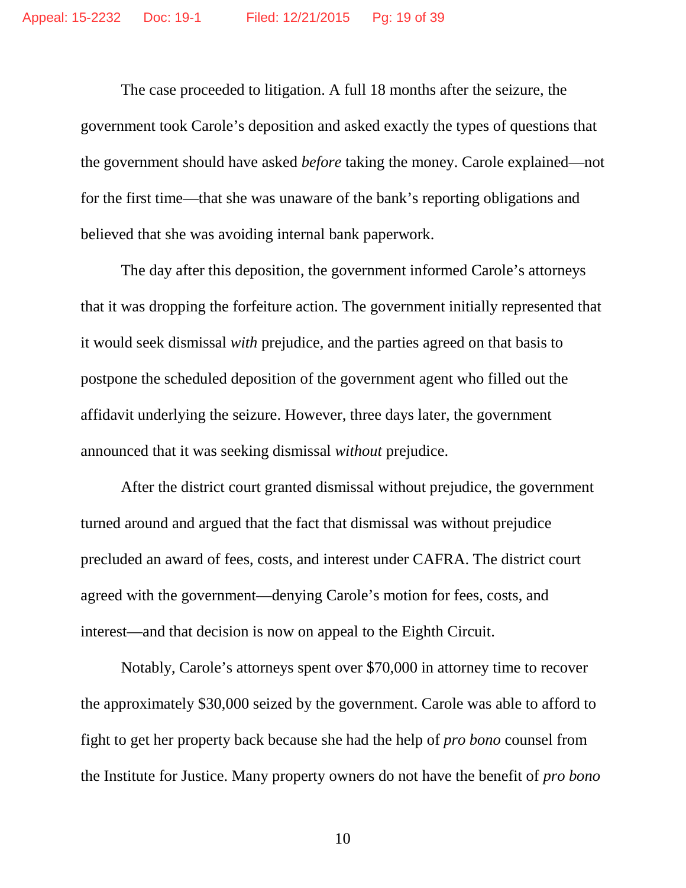The case proceeded to litigation. A full 18 months after the seizure, the government took Carole's deposition and asked exactly the types of questions that the government should have asked *before* taking the money. Carole explained—not for the first time—that she was unaware of the bank's reporting obligations and believed that she was avoiding internal bank paperwork.

The day after this deposition, the government informed Carole's attorneys that it was dropping the forfeiture action. The government initially represented that it would seek dismissal *with* prejudice, and the parties agreed on that basis to postpone the scheduled deposition of the government agent who filled out the affidavit underlying the seizure. However, three days later, the government announced that it was seeking dismissal *without* prejudice.

After the district court granted dismissal without prejudice, the government turned around and argued that the fact that dismissal was without prejudice precluded an award of fees, costs, and interest under CAFRA. The district court agreed with the government—denying Carole's motion for fees, costs, and interest—and that decision is now on appeal to the Eighth Circuit.

Notably, Carole's attorneys spent over $70,000 in attorney time to recover the approximately $30,000 seized by the government. Carole was able to afford to fight to get her property back because she had the help of *pro bono* counsel from the Institute for Justice. Many property owners do not have the benefit of *pro bono*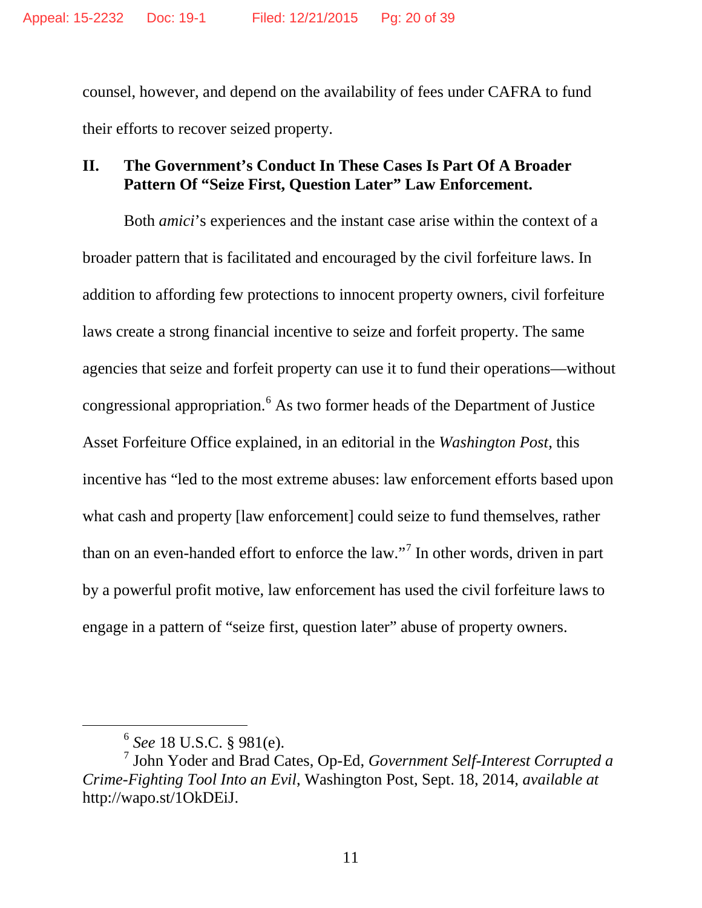counsel, however, and depend on the availability of fees under CAFRA to fund their efforts to recover seized property.

## II. The Government's Conduct In These Cases Is Part Of A Broader Pattern Of "Seize First, Question Later" Law Enforcement.

Both *amici*'s experiences and the instant case arise within the context of a broader pattern that is facilitated and encouraged by the civil forfeiture laws. In addition to affording few protections to innocent property owners, civil forfeiture laws create a strong financial incentive to seize and forfeit property. The same agencies that seize and forfeit property can use it to fund their operations—without congressional appropriation.[6] As two former heads of the Department of Justice Asset Forfeiture Office explained, in an editorial in the *Washington Post*, this incentive has "led to the most extreme abuses: law enforcement efforts based upon what cash and property [law enforcement] could seize to fund themselves, rather than on an even-handed effort to enforce the law."[7] In other words, driven in part by a powerful profit motive, law enforcement has used the civil forfeiture laws to engage in a pattern of "seize first, question later" abuse of property owners.

---

[6] *See* 18 U.S.C. § 981(e).

[7] John Yoder and Brad Cates, Op-Ed, *Government Self-Interest Corrupted a Crime-Fighting Tool Into an Evil*, Washington Post, Sept. 18, 2014, *available at* http://wapo.st/1OkDEiJ.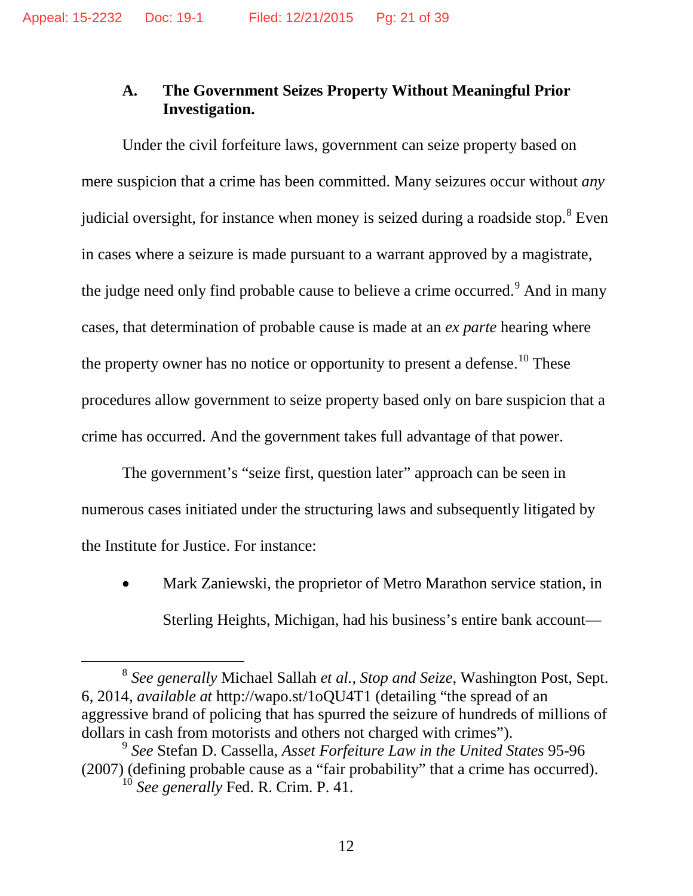### A. The Government Seizes Property Without Meaningful Prior Investigation.

Under the civil forfeiture laws, government can seize property based on mere suspicion that a crime has been committed. Many seizures occur without *any* judicial oversight, for instance when money is seized during a roadside stop.[8] Even in cases where a seizure is made pursuant to a warrant approved by a magistrate, the judge need only find probable cause to believe a crime occurred.[9] And in many cases, that determination of probable cause is made at an *ex parte* hearing where the property owner has no notice or opportunity to present a defense.[10] These procedures allow government to seize property based only on bare suspicion that a crime has occurred. And the government takes full advantage of that power.

The government's "seize first, question later" approach can be seen in numerous cases initiated under the structuring laws and subsequently litigated by the Institute for Justice. For instance:

- Mark Zaniewski, the proprietor of Metro Marathon service station, in Sterling Heights, Michigan, had his business's entire bank account—

---

[8] *See generally* Michael Sallah *et al.*, *Stop and Seize*, Washington Post, Sept. 6, 2014, *available at* http://wapo.st/1oQU4T1 (detailing "the spread of an aggressive brand of policing that has spurred the seizure of hundreds of millions of dollars in cash from motorists and others not charged with crimes").

[9] *See* Stefan D. Cassella, *Asset Forfeiture Law in the United States* 95-96 (2007) (defining probable cause as a "fair probability" that a crime has occurred).

[10] *See generally* Fed. R. Crim. P. 41.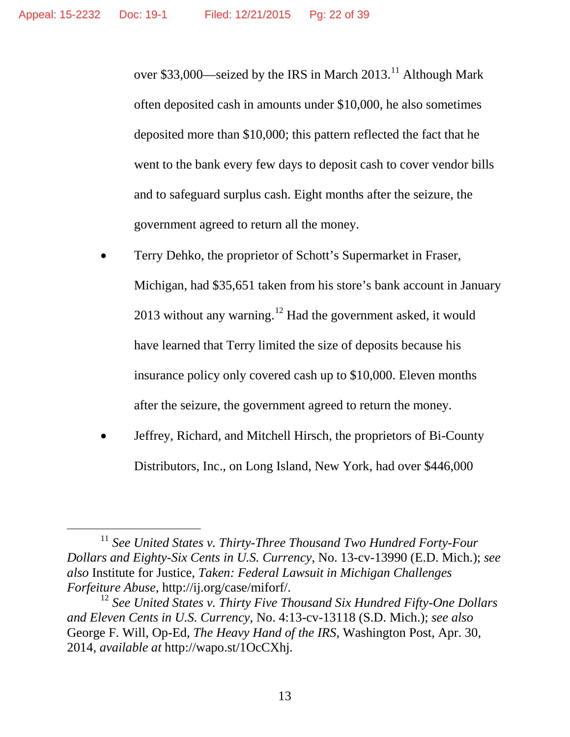over $33,000—seized by the IRS in March 2013.[11] Although Mark often deposited cash in amounts under $10,000, he also sometimes deposited more than $10,000; this pattern reflected the fact that he went to the bank every few days to deposit cash to cover vendor bills and to safeguard surplus cash. Eight months after the seizure, the government agreed to return all the money.

- Terry Dehko, the proprietor of Schott's Supermarket in Fraser, Michigan, had $35,651 taken from his store's bank account in January 2013 without any warning.[12] Had the government asked, it would have learned that Terry limited the size of deposits because his insurance policy only covered cash up to $10,000. Eleven months after the seizure, the government agreed to return the money.

- Jeffrey, Richard, and Mitchell Hirsch, the proprietors of Bi-County Distributors, Inc., on Long Island, New York, had over $446,000

---

[11] *See United States v. Thirty-Three Thousand Two Hundred Forty-Four Dollars and Eighty-Six Cents in U.S. Currency*, No. 13-cv-13990 (E.D. Mich.); *see also* Institute for Justice, *Taken: Federal Lawsuit in Michigan Challenges Forfeiture Abuse*, http://ij.org/case/miforf/.

[12] *See United States v. Thirty Five Thousand Six Hundred Fifty-One Dollars and Eleven Cents in U.S. Currency*, No. 4:13-cv-13118 (S.D. Mich.); *see also* George F. Will, Op-Ed, *The Heavy Hand of the IRS*, Washington Post, Apr. 30, 2014, *available at* http://wapo.st/1OcCXhj.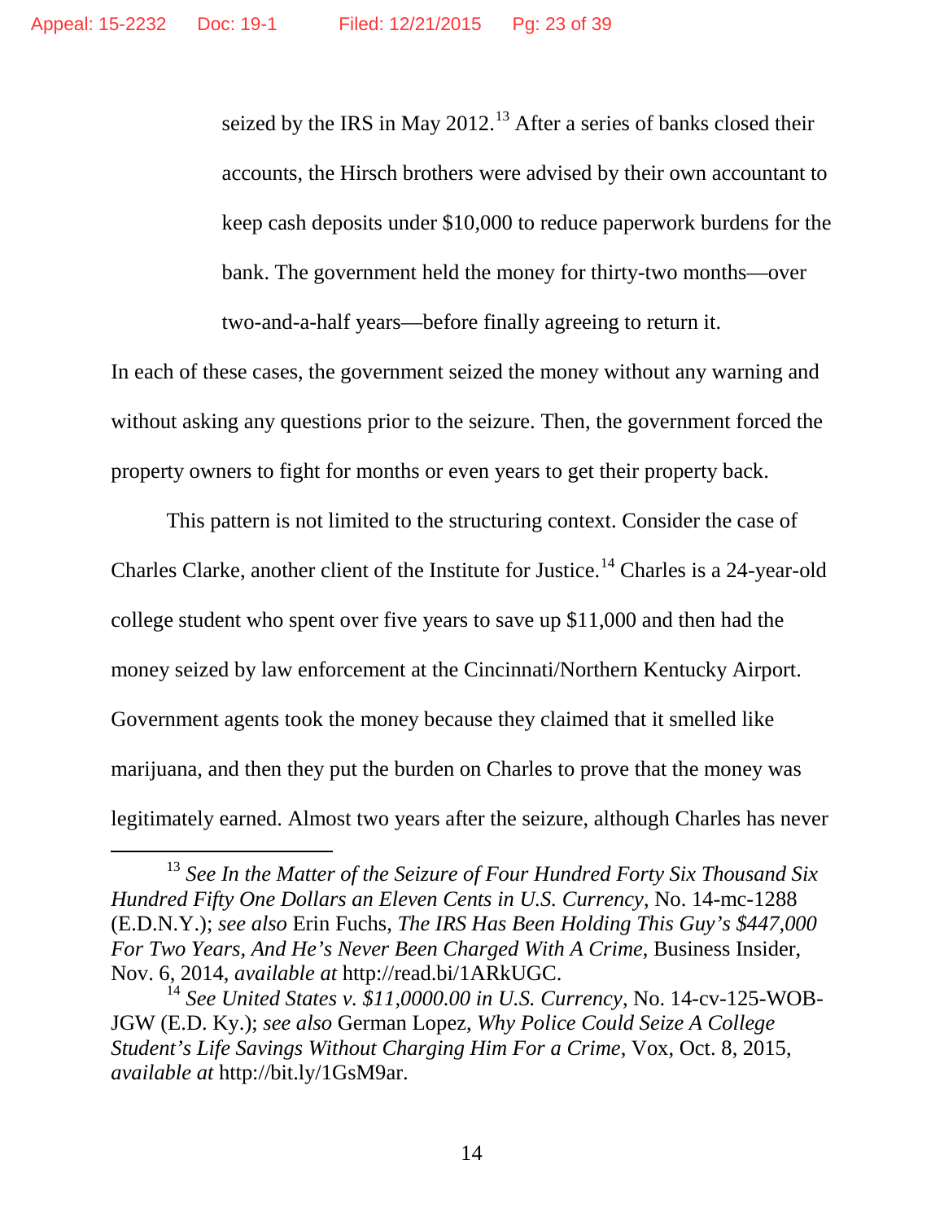> seized by the IRS in May 2012.[13] After a series of banks closed their accounts, the Hirsch brothers were advised by their own accountant to keep cash deposits under $10,000 to reduce paperwork burdens for the bank. The government held the money for thirty-two months—over two-and-a-half years—before finally agreeing to return it.

In each of these cases, the government seized the money without any warning and without asking any questions prior to the seizure. Then, the government forced the property owners to fight for months or even years to get their property back.

This pattern is not limited to the structuring context. Consider the case of Charles Clarke, another client of the Institute for Justice.[14] Charles is a 24-year-old college student who spent over five years to save up $11,000 and then had the money seized by law enforcement at the Cincinnati/Northern Kentucky Airport. Government agents took the money because they claimed that it smelled like marijuana, and then they put the burden on Charles to prove that the money was legitimately earned. Almost two years after the seizure, although Charles has never

---

[13] *See In the Matter of the Seizure of Four Hundred Forty Six Thousand Six Hundred Fifty One Dollars an Eleven Cents in U.S. Currency*, No. 14-mc-1288 (E.D.N.Y.); *see also* Erin Fuchs, *The IRS Has Been Holding This Guy's $447,000 For Two Years, And He's Never Been Charged With A Crime*, Business Insider, Nov. 6, 2014, *available at* http://read.bi/1ARkUGC.

[14] *See United States v. $11,0000.00 in U.S. Currency*, No. 14-cv-125-WOB-JGW (E.D. Ky.); *see also* German Lopez, *Why Police Could Seize A College Student's Life Savings Without Charging Him For a Crime*, Vox, Oct. 8, 2015, *available at* http://bit.ly/1GsM9ar.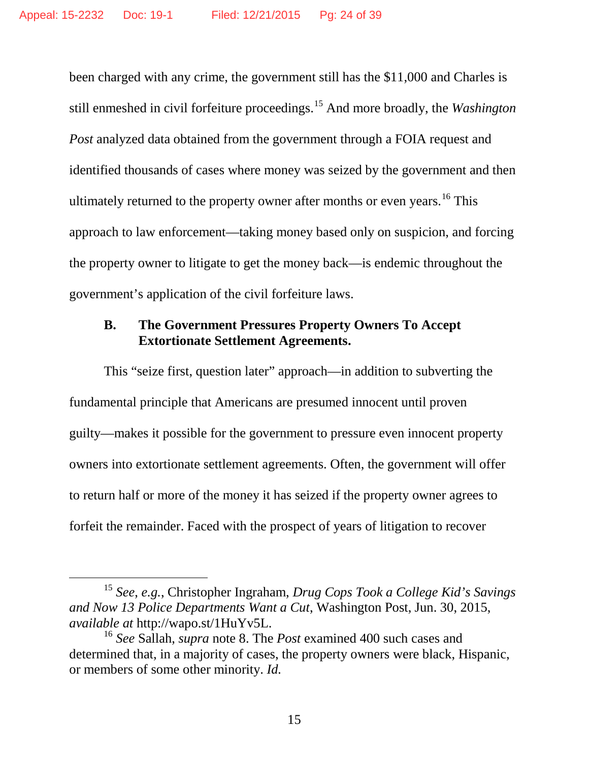been charged with any crime, the government still has the $11,000 and Charles is still enmeshed in civil forfeiture proceedings.[15] And more broadly, the *Washington Post* analyzed data obtained from the government through a FOIA request and identified thousands of cases where money was seized by the government and then ultimately returned to the property owner after months or even years.[16] This approach to law enforcement—taking money based only on suspicion, and forcing the property owner to litigate to get the money back—is endemic throughout the government's application of the civil forfeiture laws.

### B. The Government Pressures Property Owners To Accept Extortionate Settlement Agreements.

This "seize first, question later" approach—in addition to subverting the fundamental principle that Americans are presumed innocent until proven guilty—makes it possible for the government to pressure even innocent property owners into extortionate settlement agreements. Often, the government will offer to return half or more of the money it has seized if the property owner agrees to forfeit the remainder. Faced with the prospect of years of litigation to recover

---

[15] *See, e.g.*, Christopher Ingraham, *Drug Cops Took a College Kid's Savings and Now 13 Police Departments Want a Cut*, Washington Post, Jun. 30, 2015, *available at* http://wapo.st/1HuYv5L.

[16] *See* Sallah, *supra* note 8. The *Post* examined 400 such cases and determined that, in a majority of cases, the property owners were black, Hispanic, or members of some other minority. *Id.*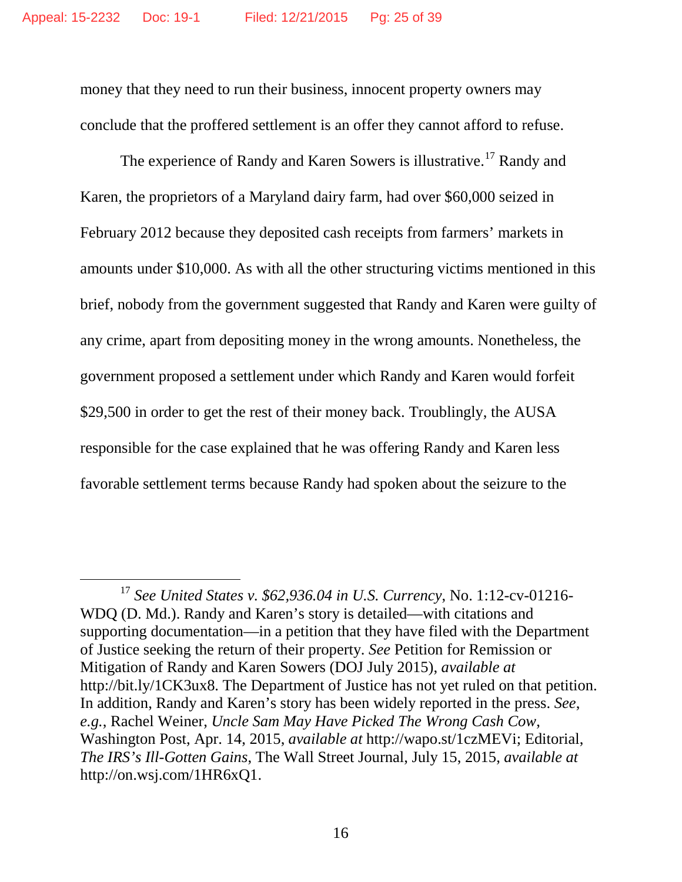money that they need to run their business, innocent property owners may conclude that the proffered settlement is an offer they cannot afford to refuse.

The experience of Randy and Karen Sowers is illustrative.[17] Randy and Karen, the proprietors of a Maryland dairy farm, had over $60,000 seized in February 2012 because they deposited cash receipts from farmers' markets in amounts under $10,000. As with all the other structuring victims mentioned in this brief, nobody from the government suggested that Randy and Karen were guilty of any crime, apart from depositing money in the wrong amounts. Nonetheless, the government proposed a settlement under which Randy and Karen would forfeit $29,500 in order to get the rest of their money back. Troublingly, the AUSA responsible for the case explained that he was offering Randy and Karen less favorable settlement terms because Randy had spoken about the seizure to the

---

[17] *See United States v. $62,936.04 in U.S. Currency*, No. 1:12-cv-01216-WDQ (D. Md.). Randy and Karen's story is detailed—with citations and supporting documentation—in a petition that they have filed with the Department of Justice seeking the return of their property. *See* Petition for Remission or Mitigation of Randy and Karen Sowers (DOJ July 2015), *available at* http://bit.ly/1CK3ux8. The Department of Justice has not yet ruled on that petition. In addition, Randy and Karen's story has been widely reported in the press. *See, e.g.*, Rachel Weiner, *Uncle Sam May Have Picked The Wrong Cash Cow*, Washington Post, Apr. 14, 2015, *available at* http://wapo.st/1czMEVi; Editorial, *The IRS's Ill-Gotten Gains*, The Wall Street Journal, July 15, 2015, *available at* http://on.wsj.com/1HR6xQ1.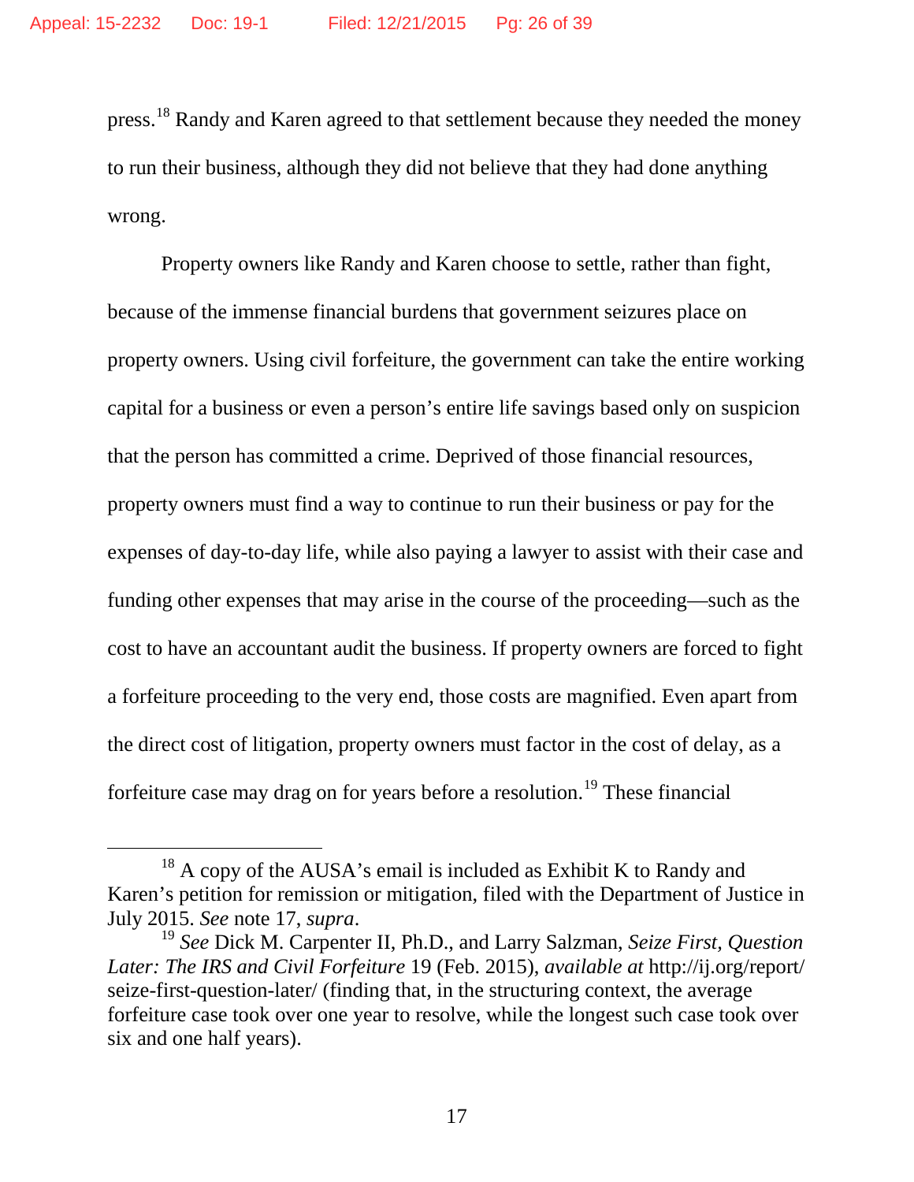press.[18] Randy and Karen agreed to that settlement because they needed the money to run their business, although they did not believe that they had done anything wrong.

Property owners like Randy and Karen choose to settle, rather than fight, because of the immense financial burdens that government seizures place on property owners. Using civil forfeiture, the government can take the entire working capital for a business or even a person's entire life savings based only on suspicion that the person has committed a crime. Deprived of those financial resources, property owners must find a way to continue to run their business or pay for the expenses of day-to-day life, while also paying a lawyer to assist with their case and funding other expenses that may arise in the course of the proceeding—such as the cost to have an accountant audit the business. If property owners are forced to fight a forfeiture proceeding to the very end, those costs are magnified. Even apart from the direct cost of litigation, property owners must factor in the cost of delay, as a forfeiture case may drag on for years before a resolution.[19] These financial

---

[18] A copy of the AUSA's email is included as Exhibit K to Randy and Karen's petition for remission or mitigation, filed with the Department of Justice in July 2015. *See* note 17, *supra*.

[19] *See* Dick M. Carpenter II, Ph.D., and Larry Salzman, *Seize First, Question Later: The IRS and Civil Forfeiture* 19 (Feb. 2015), *available at* http://ij.org/report/seize-first-question-later/ (finding that, in the structuring context, the average forfeiture case took over one year to resolve, while the longest such case took over six and one half years).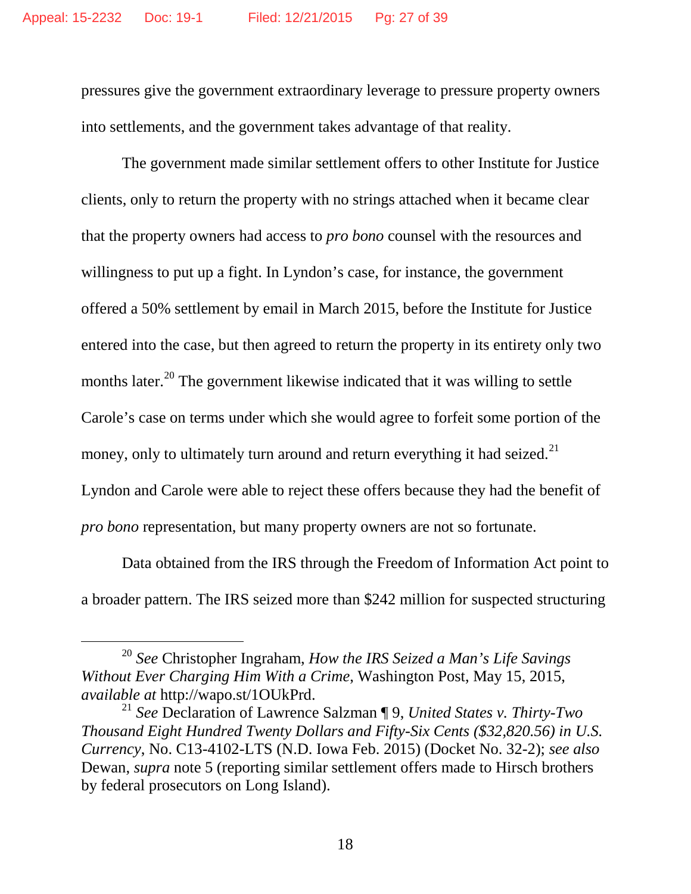pressures give the government extraordinary leverage to pressure property owners into settlements, and the government takes advantage of that reality.

The government made similar settlement offers to other Institute for Justice clients, only to return the property with no strings attached when it became clear that the property owners had access to *pro bono* counsel with the resources and willingness to put up a fight. In Lyndon's case, for instance, the government offered a 50% settlement by email in March 2015, before the Institute for Justice entered into the case, but then agreed to return the property in its entirety only two months later.[20] The government likewise indicated that it was willing to settle Carole's case on terms under which she would agree to forfeit some portion of the money, only to ultimately turn around and return everything it had seized.[21] Lyndon and Carole were able to reject these offers because they had the benefit of *pro bono* representation, but many property owners are not so fortunate.

Data obtained from the IRS through the Freedom of Information Act point to a broader pattern. The IRS seized more than $242 million for suspected structuring

---

[20] *See* Christopher Ingraham, *How the IRS Seized a Man's Life Savings Without Ever Charging Him With a Crime*, Washington Post, May 15, 2015, *available at* http://wapo.st/1OUkPrd.

[21] *See* Declaration of Lawrence Salzman ¶ 9, *United States v. Thirty-Two Thousand Eight Hundred Twenty Dollars and Fifty-Six Cents ($32,820.56) in U.S. Currency*, No. C13-4102-LTS (N.D. Iowa Feb. 2015) (Docket No. 32-2); *see also* Dewan, *supra* note 5 (reporting similar settlement offers made to Hirsch brothers by federal prosecutors on Long Island).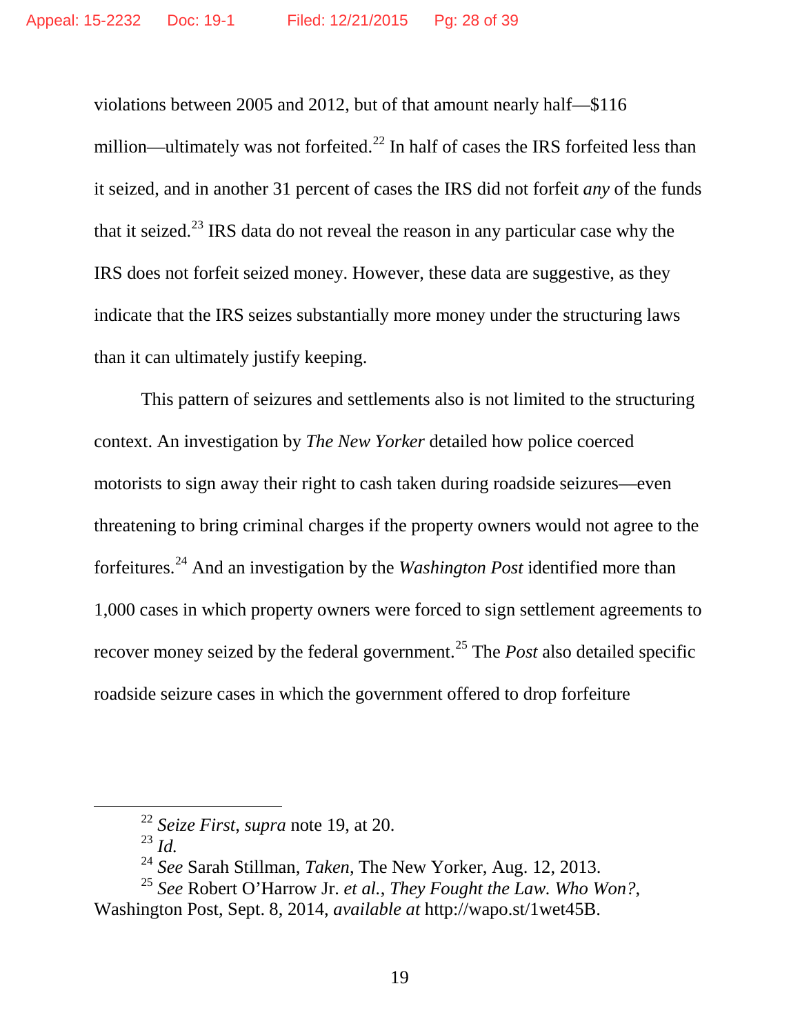violations between 2005 and 2012, but of that amount nearly half—$116 million—ultimately was not forfeited.[22] In half of cases the IRS forfeited less than it seized, and in another 31 percent of cases the IRS did not forfeit *any* of the funds that it seized.[23] IRS data do not reveal the reason in any particular case why the IRS does not forfeit seized money. However, these data are suggestive, as they indicate that the IRS seizes substantially more money under the structuring laws than it can ultimately justify keeping.

This pattern of seizures and settlements also is not limited to the structuring context. An investigation by *The New Yorker* detailed how police coerced motorists to sign away their right to cash taken during roadside seizures—even threatening to bring criminal charges if the property owners would not agree to the forfeitures.[24] And an investigation by the *Washington Post* identified more than 1,000 cases in which property owners were forced to sign settlement agreements to recover money seized by the federal government.[25] The *Post* also detailed specific roadside seizure cases in which the government offered to drop forfeiture

---

[22] *Seize First*, *supra* note 19, at 20.

[23] *Id.*

[24] *See* Sarah Stillman, *Taken*, The New Yorker, Aug. 12, 2013.

[25] *See* Robert O'Harrow Jr. *et al.*, *They Fought the Law. Who Won?*, Washington Post, Sept. 8, 2014, *available at* http://wapo.st/1wet45B.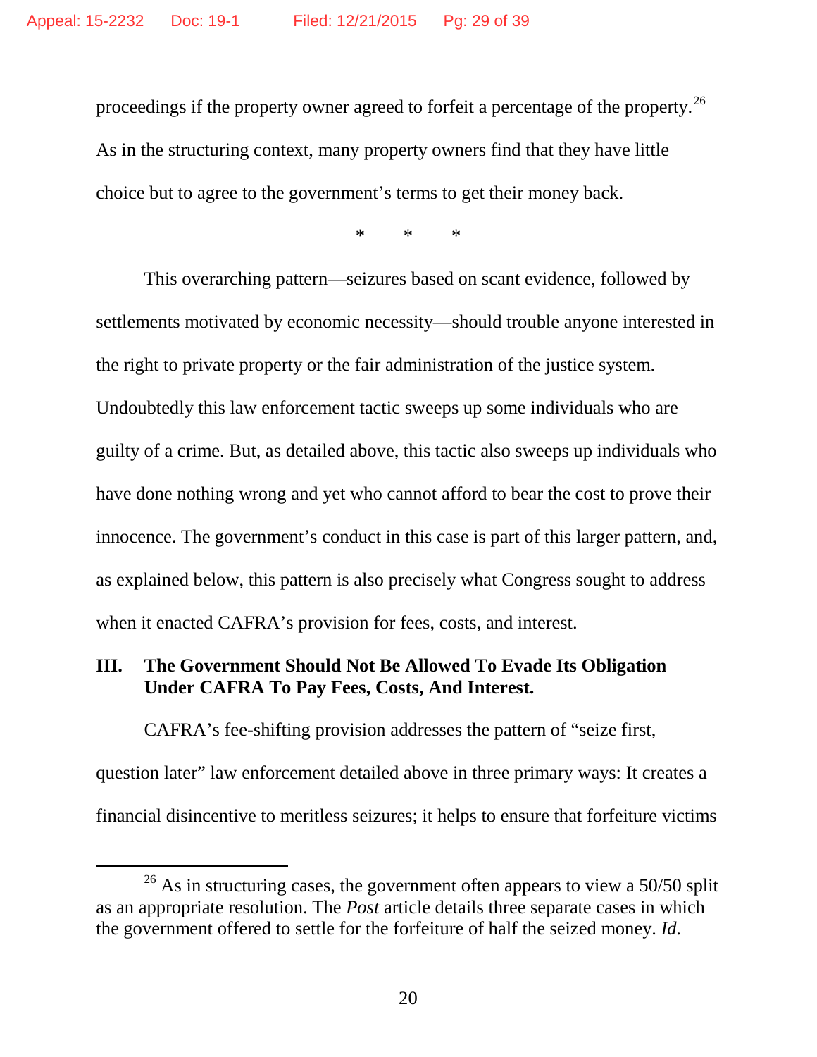proceedings if the property owner agreed to forfeit a percentage of the property.[26] As in the structuring context, many property owners find that they have little choice but to agree to the government's terms to get their money back.

\*　　\*　　\*

This overarching pattern—seizures based on scant evidence, followed by settlements motivated by economic necessity—should trouble anyone interested in the right to private property or the fair administration of the justice system. Undoubtedly this law enforcement tactic sweeps up some individuals who are guilty of a crime. But, as detailed above, this tactic also sweeps up individuals who have done nothing wrong and yet who cannot afford to bear the cost to prove their innocence. The government's conduct in this case is part of this larger pattern, and, as explained below, this pattern is also precisely what Congress sought to address when it enacted CAFRA's provision for fees, costs, and interest.

## III. The Government Should Not Be Allowed To Evade Its Obligation Under CAFRA To Pay Fees, Costs, And Interest.

CAFRA's fee-shifting provision addresses the pattern of "seize first, question later" law enforcement detailed above in three primary ways: It creates a financial disincentive to meritless seizures; it helps to ensure that forfeiture victims

---

[26] As in structuring cases, the government often appears to view a 50/50 split as an appropriate resolution. The *Post* article details three separate cases in which the government offered to settle for the forfeiture of half the seized money. *Id.*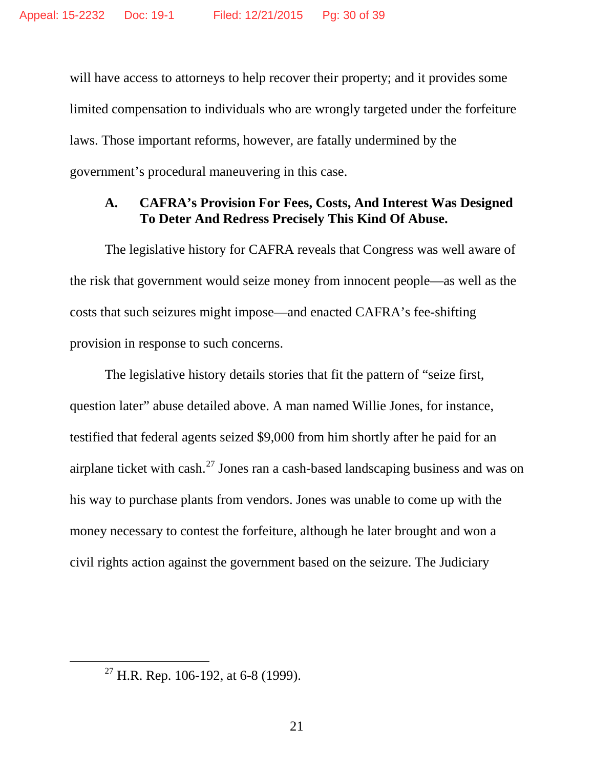will have access to attorneys to help recover their property; and it provides some limited compensation to individuals who are wrongly targeted under the forfeiture laws. Those important reforms, however, are fatally undermined by the government's procedural maneuvering in this case.

### A. CAFRA's Provision For Fees, Costs, And Interest Was Designed To Deter And Redress Precisely This Kind Of Abuse.

The legislative history for CAFRA reveals that Congress was well aware of the risk that government would seize money from innocent people—as well as the costs that such seizures might impose—and enacted CAFRA's fee-shifting provision in response to such concerns.

The legislative history details stories that fit the pattern of "seize first, question later" abuse detailed above. A man named Willie Jones, for instance, testified that federal agents seized $9,000 from him shortly after he paid for an airplane ticket with cash.[27] Jones ran a cash-based landscaping business and was on his way to purchase plants from vendors. Jones was unable to come up with the money necessary to contest the forfeiture, although he later brought and won a civil rights action against the government based on the seizure. The Judiciary

[27] H.R. Rep. 106-192, at 6-8 (1999).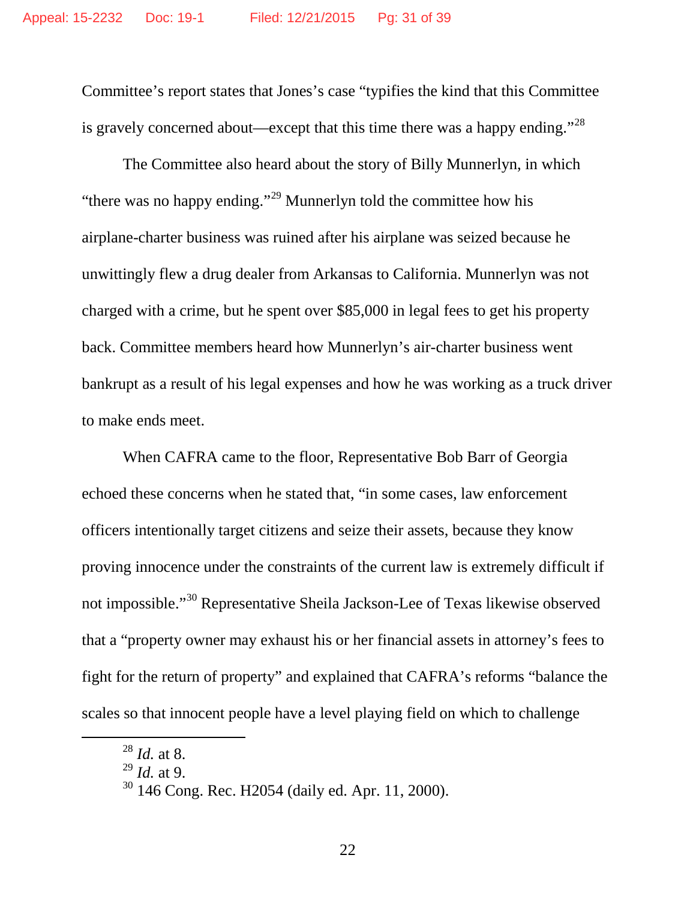Committee's report states that Jones's case "typifies the kind that this Committee is gravely concerned about—except that this time there was a happy ending."[28]

The Committee also heard about the story of Billy Munnerlyn, in which "there was no happy ending."[29] Munnerlyn told the committee how his airplane-charter business was ruined after his airplane was seized because he unwittingly flew a drug dealer from Arkansas to California. Munnerlyn was not charged with a crime, but he spent over $85,000 in legal fees to get his property back. Committee members heard how Munnerlyn's air-charter business went bankrupt as a result of his legal expenses and how he was working as a truck driver to make ends meet.

When CAFRA came to the floor, Representative Bob Barr of Georgia echoed these concerns when he stated that, "in some cases, law enforcement officers intentionally target citizens and seize their assets, because they know proving innocence under the constraints of the current law is extremely difficult if not impossible."[30] Representative Sheila Jackson-Lee of Texas likewise observed that a "property owner may exhaust his or her financial assets in attorney's fees to fight for the return of property" and explained that CAFRA's reforms "balance the scales so that innocent people have a level playing field on which to challenge

---

[28] *Id.* at 8.
[29] *Id.* at 9.
[30] 146 Cong. Rec. H2054 (daily ed. Apr. 11, 2000).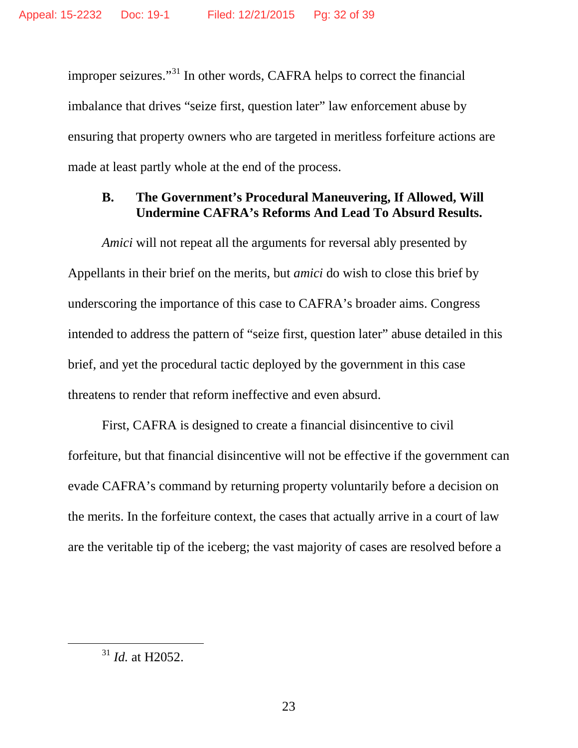improper seizures."[31] In other words, CAFRA helps to correct the financial imbalance that drives "seize first, question later" law enforcement abuse by ensuring that property owners who are targeted in meritless forfeiture actions are made at least partly whole at the end of the process.

### B. The Government's Procedural Maneuvering, If Allowed, Will Undermine CAFRA's Reforms And Lead To Absurd Results.

*Amici* will not repeat all the arguments for reversal ably presented by Appellants in their brief on the merits, but *amici* do wish to close this brief by underscoring the importance of this case to CAFRA's broader aims. Congress intended to address the pattern of "seize first, question later" abuse detailed in this brief, and yet the procedural tactic deployed by the government in this case threatens to render that reform ineffective and even absurd.

First, CAFRA is designed to create a financial disincentive to civil forfeiture, but that financial disincentive will not be effective if the government can evade CAFRA's command by returning property voluntarily before a decision on the merits. In the forfeiture context, the cases that actually arrive in a court of law are the veritable tip of the iceberg; the vast majority of cases are resolved before a

---

[31] *Id.* at H2052.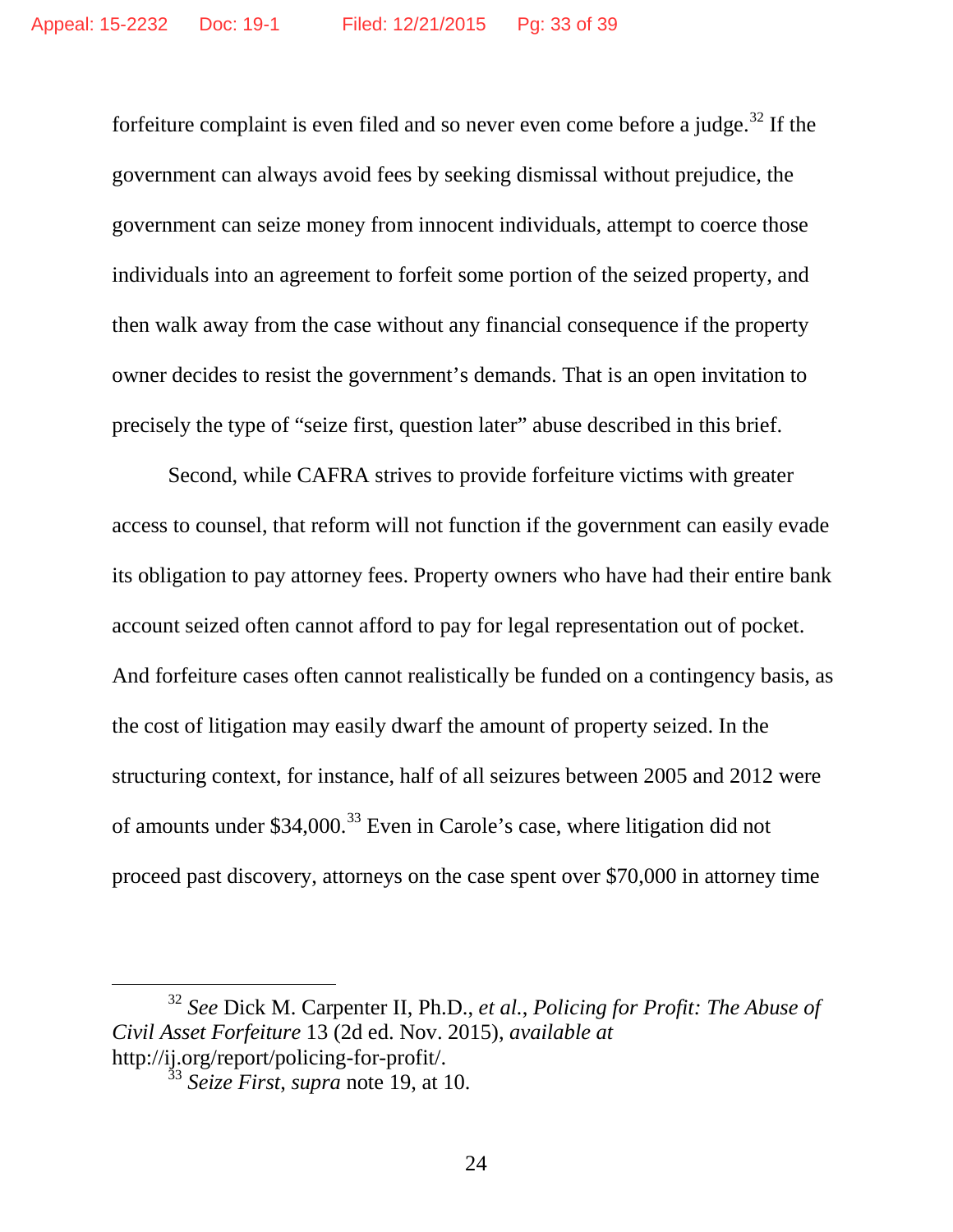forfeiture complaint is even filed and so never even come before a judge.[32] If the government can always avoid fees by seeking dismissal without prejudice, the government can seize money from innocent individuals, attempt to coerce those individuals into an agreement to forfeit some portion of the seized property, and then walk away from the case without any financial consequence if the property owner decides to resist the government's demands. That is an open invitation to precisely the type of "seize first, question later" abuse described in this brief.

Second, while CAFRA strives to provide forfeiture victims with greater access to counsel, that reform will not function if the government can easily evade its obligation to pay attorney fees. Property owners who have had their entire bank account seized often cannot afford to pay for legal representation out of pocket. And forfeiture cases often cannot realistically be funded on a contingency basis, as the cost of litigation may easily dwarf the amount of property seized. In the structuring context, for instance, half of all seizures between 2005 and 2012 were of amounts under $34,000.[33] Even in Carole's case, where litigation did not proceed past discovery, attorneys on the case spent over $70,000 in attorney time

---

[32] *See* Dick M. Carpenter II, Ph.D., *et al.*, *Policing for Profit: The Abuse of Civil Asset Forfeiture* 13 (2d ed. Nov. 2015), *available at* http://ij.org/report/policing-for-profit/.

[33] *Seize First*, *supra* note 19, at 10.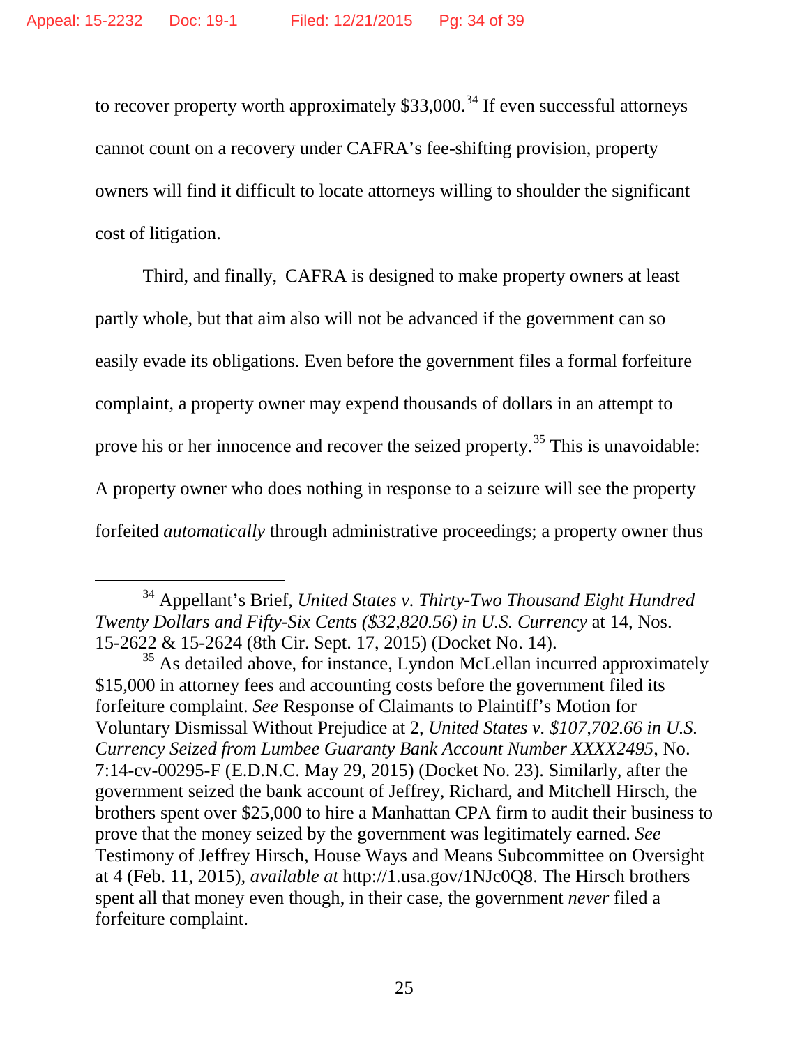to recover property worth approximately $33,000.[34] If even successful attorneys cannot count on a recovery under CAFRA's fee-shifting provision, property owners will find it difficult to locate attorneys willing to shoulder the significant cost of litigation.

Third, and finally, CAFRA is designed to make property owners at least partly whole, but that aim also will not be advanced if the government can so easily evade its obligations. Even before the government files a formal forfeiture complaint, a property owner may expend thousands of dollars in an attempt to prove his or her innocence and recover the seized property.[35] This is unavoidable: A property owner who does nothing in response to a seizure will see the property forfeited *automatically* through administrative proceedings; a property owner thus

---

[34] Appellant's Brief, *United States v. Thirty-Two Thousand Eight Hundred Twenty Dollars and Fifty-Six Cents ($32,820.56) in U.S. Currency* at 14, Nos. 15-2622 & 15-2624 (8th Cir. Sept. 17, 2015) (Docket No. 14).

[35] As detailed above, for instance, Lyndon McLellan incurred approximately $15,000 in attorney fees and accounting costs before the government filed its forfeiture complaint. *See* Response of Claimants to Plaintiff's Motion for Voluntary Dismissal Without Prejudice at 2, *United States v. $107,702.66 in U.S. Currency Seized from Lumbee Guaranty Bank Account Number XXXX2495*, No. 7:14-cv-00295-F (E.D.N.C. May 29, 2015) (Docket No. 23). Similarly, after the government seized the bank account of Jeffrey, Richard, and Mitchell Hirsch, the brothers spent over $25,000 to hire a Manhattan CPA firm to audit their business to prove that the money seized by the government was legitimately earned. *See* Testimony of Jeffrey Hirsch, House Ways and Means Subcommittee on Oversight at 4 (Feb. 11, 2015), *available at* http://1.usa.gov/1NJc0Q8. The Hirsch brothers spent all that money even though, in their case, the government *never* filed a forfeiture complaint.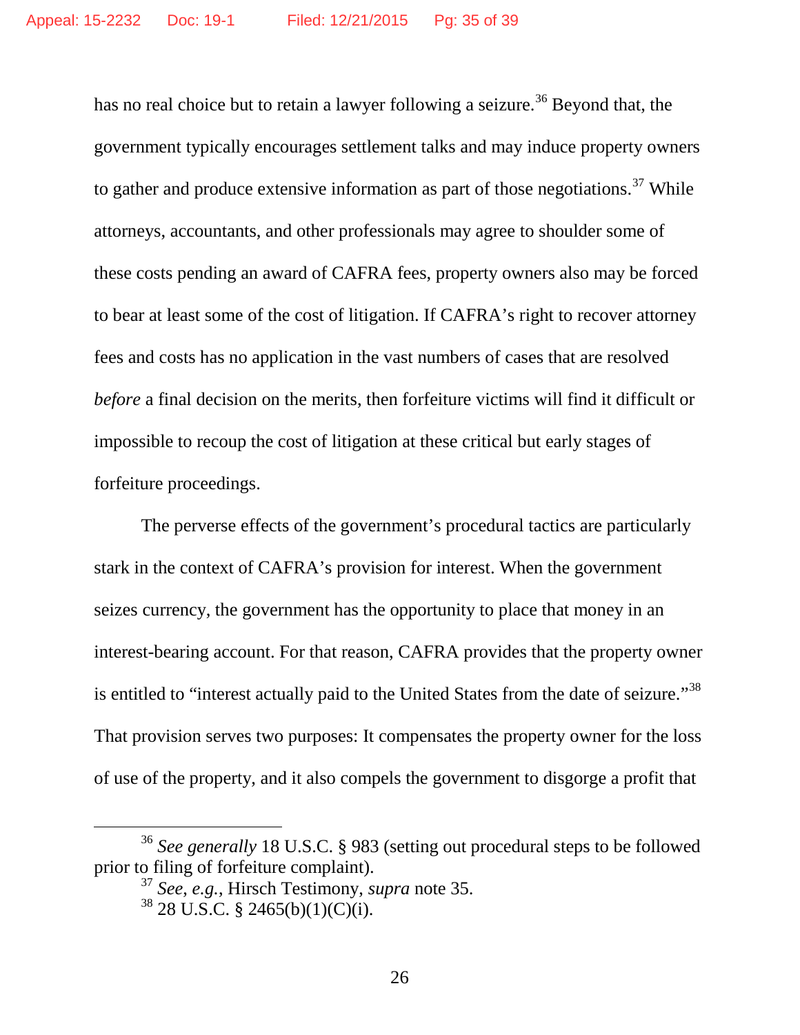has no real choice but to retain a lawyer following a seizure.[36] Beyond that, the government typically encourages settlement talks and may induce property owners to gather and produce extensive information as part of those negotiations.[37] While attorneys, accountants, and other professionals may agree to shoulder some of these costs pending an award of CAFRA fees, property owners also may be forced to bear at least some of the cost of litigation. If CAFRA's right to recover attorney fees and costs has no application in the vast numbers of cases that are resolved *before* a final decision on the merits, then forfeiture victims will find it difficult or impossible to recoup the cost of litigation at these critical but early stages of forfeiture proceedings.

The perverse effects of the government's procedural tactics are particularly stark in the context of CAFRA's provision for interest. When the government seizes currency, the government has the opportunity to place that money in an interest-bearing account. For that reason, CAFRA provides that the property owner is entitled to "interest actually paid to the United States from the date of seizure."[38] That provision serves two purposes: It compensates the property owner for the loss of use of the property, and it also compels the government to disgorge a profit that

---

[36] *See generally* 18 U.S.C. § 983 (setting out procedural steps to be followed prior to filing of forfeiture complaint).

[37] *See, e.g.*, Hirsch Testimony, *supra* note 35.

[38] 28 U.S.C. § 2465(b)(1)(C)(i).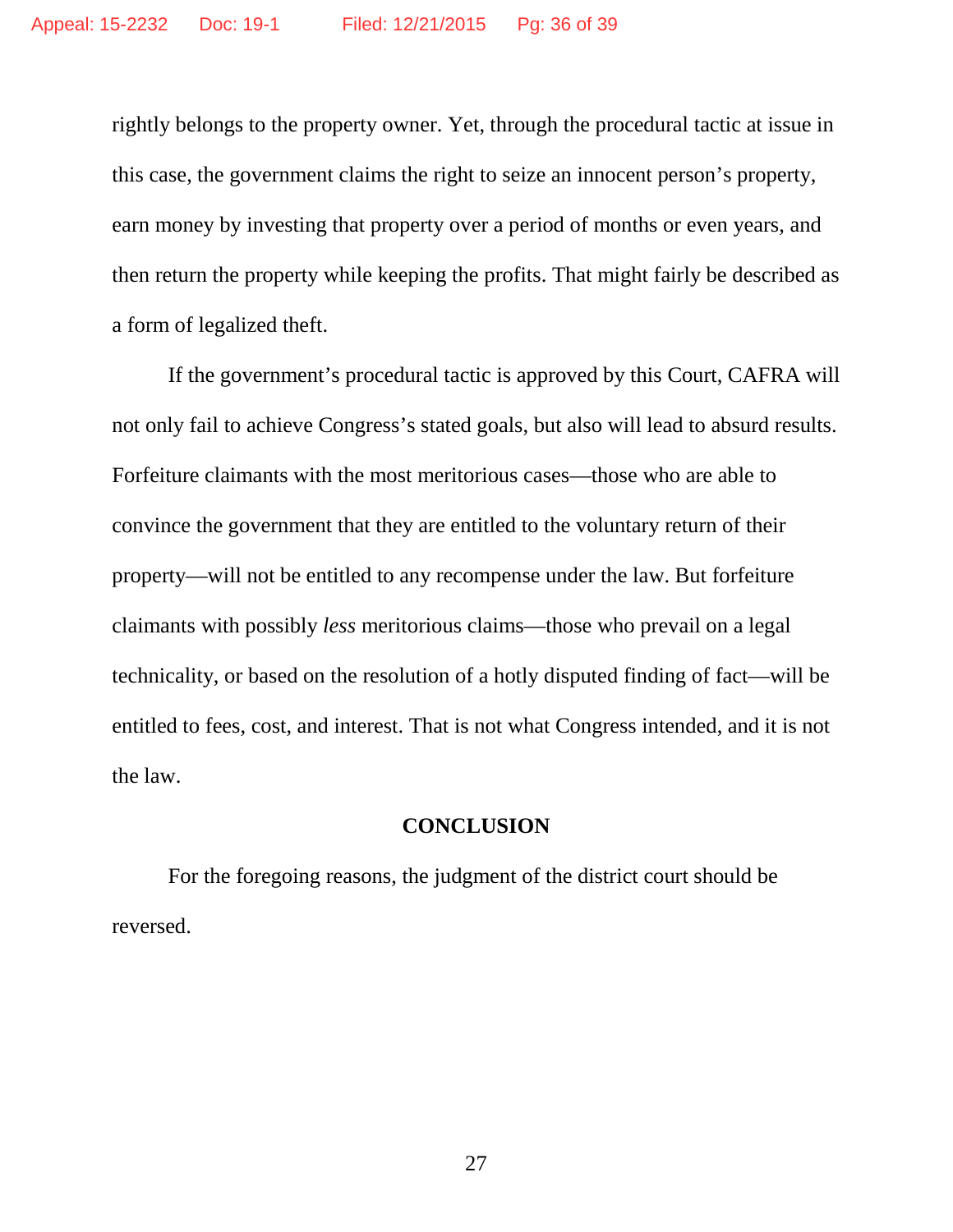rightly belongs to the property owner. Yet, through the procedural tactic at issue in this case, the government claims the right to seize an innocent person's property, earn money by investing that property over a period of months or even years, and then return the property while keeping the profits. That might fairly be described as a form of legalized theft.

If the government's procedural tactic is approved by this Court, CAFRA will not only fail to achieve Congress's stated goals, but also will lead to absurd results. Forfeiture claimants with the most meritorious cases—those who are able to convince the government that they are entitled to the voluntary return of their property—will not be entitled to any recompense under the law. But forfeiture claimants with possibly *less* meritorious claims—those who prevail on a legal technicality, or based on the resolution of a hotly disputed finding of fact—will be entitled to fees, cost, and interest. That is not what Congress intended, and it is not the law.

## CONCLUSION

For the foregoing reasons, the judgment of the district court should be reversed.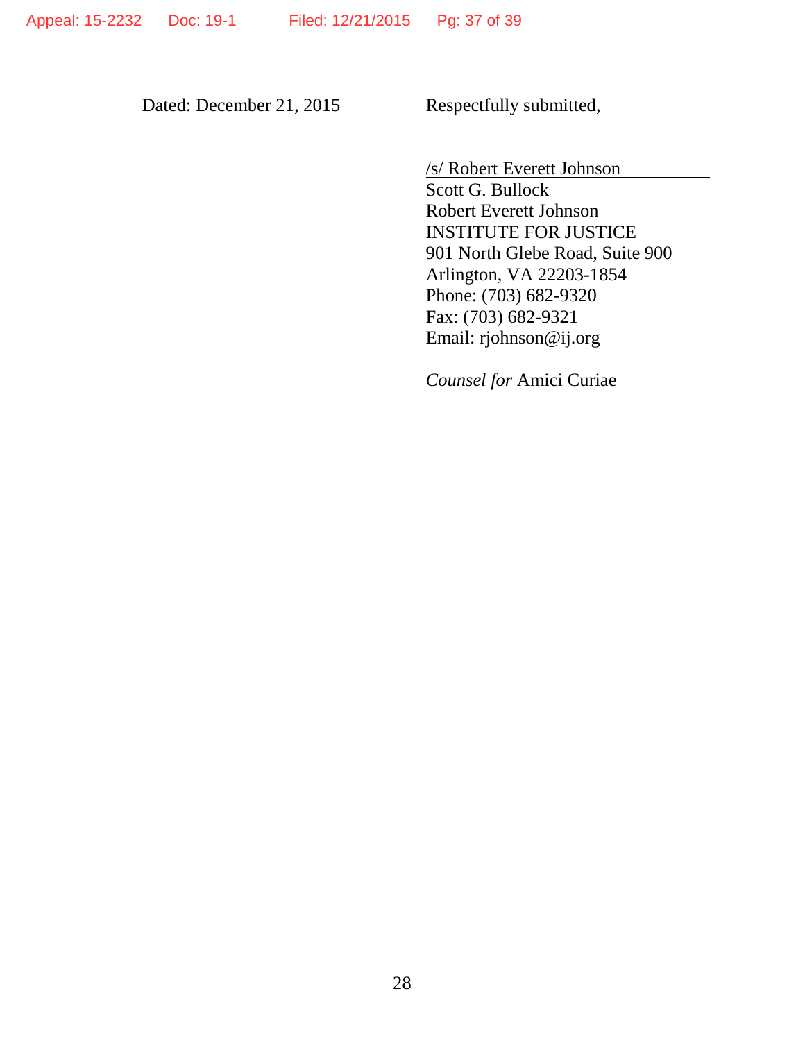Dated: December 21, 2015

Respectfully submitted,

/s/ Robert Everett Johnson
Scott G. Bullock
Robert Everett Johnson
INSTITUTE FOR JUSTICE
901 North Glebe Road, Suite 900
Arlington, VA 22203-1854
Phone: (703) 682-9320
Fax: (703) 682-9321
Email: rjohnson@ij.org

*Counsel for* Amici Curiae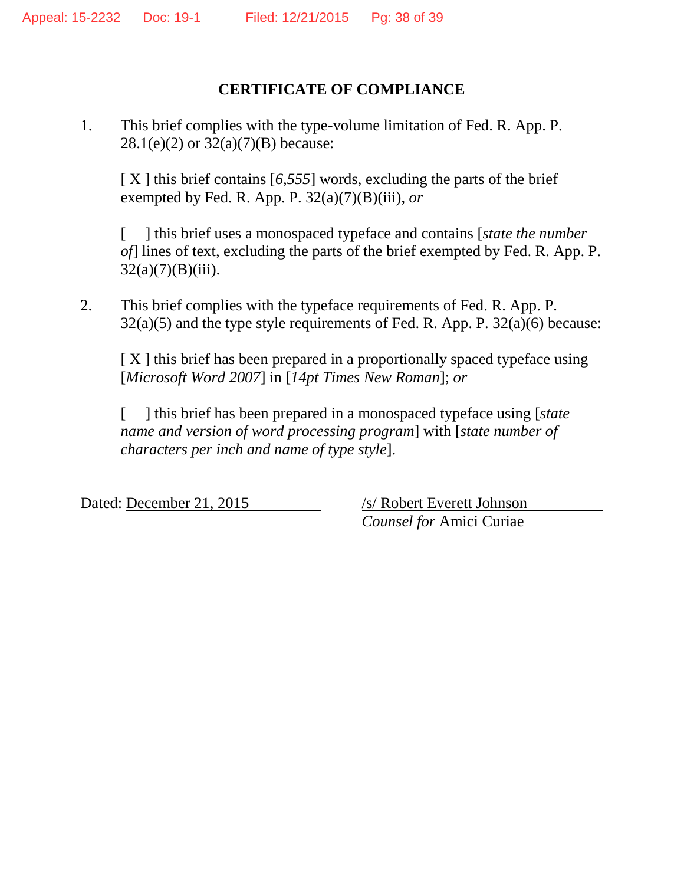## CERTIFICATE OF COMPLIANCE

1. This brief complies with the type-volume limitation of Fed. R. App. P. 28.1(e)(2) or 32(a)(7)(B) because:

   [ X ] this brief contains [*6,555*] words, excluding the parts of the brief exempted by Fed. R. App. P. 32(a)(7)(B)(iii), *or*

   [ ] this brief uses a monospaced typeface and contains [*state the number of*] lines of text, excluding the parts of the brief exempted by Fed. R. App. P. 32(a)(7)(B)(iii).

2. This brief complies with the typeface requirements of Fed. R. App. P. 32(a)(5) and the type style requirements of Fed. R. App. P. 32(a)(6) because:

   [ X ] this brief has been prepared in a proportionally spaced typeface using [*Microsoft Word 2007*] in [*14pt Times New Roman*]; *or*

   [ ] this brief has been prepared in a monospaced typeface using [*state name and version of word processing program*] with [*state number of characters per inch and name of type style*].

Dated: December 21, 2015

/s/ Robert Everett Johnson
*Counsel for* Amici Curiae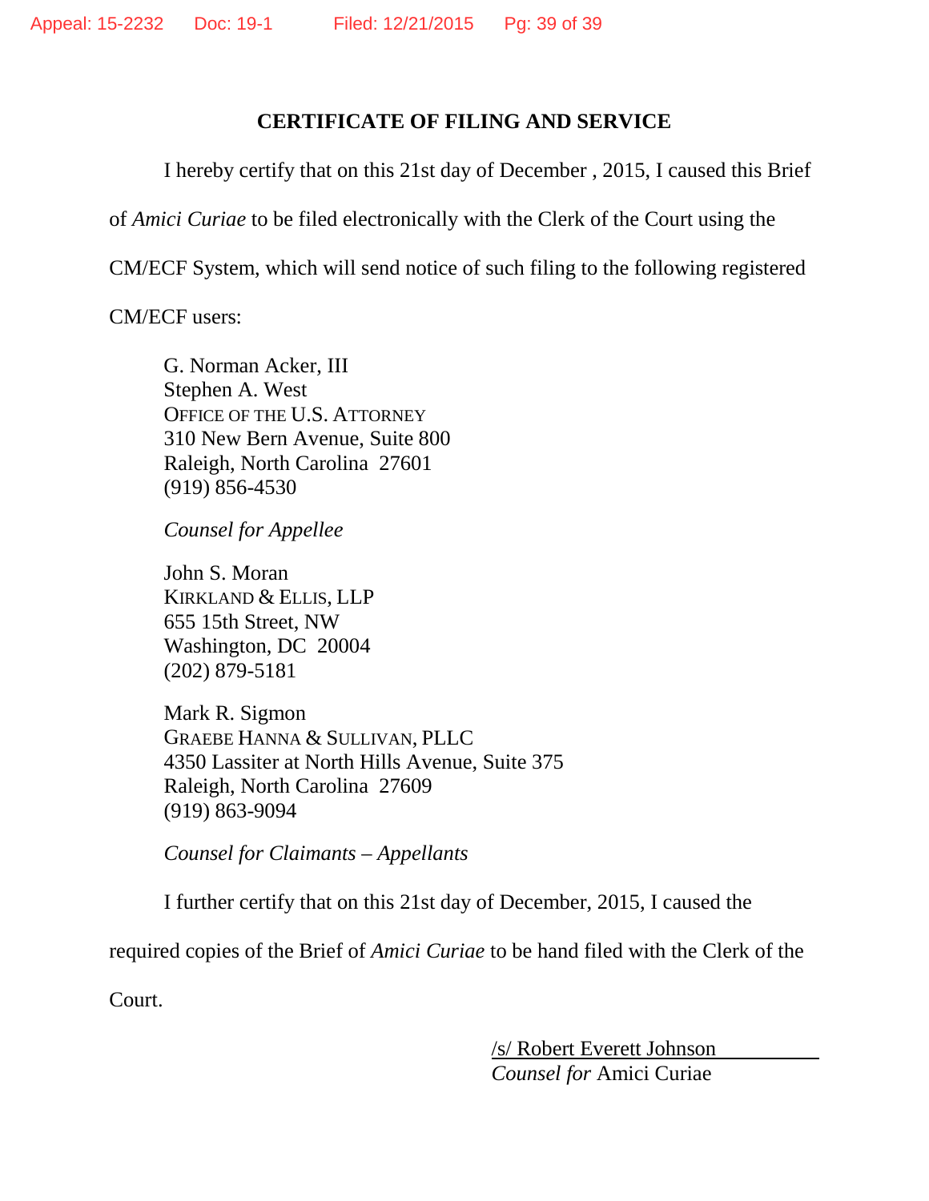## CERTIFICATE OF FILING AND SERVICE

I hereby certify that on this 21st day of December , 2015, I caused this Brief of *Amici Curiae* to be filed electronically with the Clerk of the Court using the CM/ECF System, which will send notice of such filing to the following registered CM/ECF users:

G. Norman Acker, III
Stephen A. West
OFFICE OF THE U.S. ATTORNEY
310 New Bern Avenue, Suite 800
Raleigh, North Carolina 27601
(919) 856-4530

*Counsel for Appellee*

John S. Moran
KIRKLAND & ELLIS, LLP
655 15th Street, NW
Washington, DC 20004
(202) 879-5181

Mark R. Sigmon
GRAEBE HANNA & SULLIVAN, PLLC
4350 Lassiter at North Hills Avenue, Suite 375
Raleigh, North Carolina 27609
(919) 863-9094

*Counsel for Claimants – Appellants*

I further certify that on this 21st day of December, 2015, I caused the required copies of the Brief of *Amici Curiae* to be hand filed with the Clerk of the Court.

/s/ Robert Everett Johnson
*Counsel for* Amici Curiae